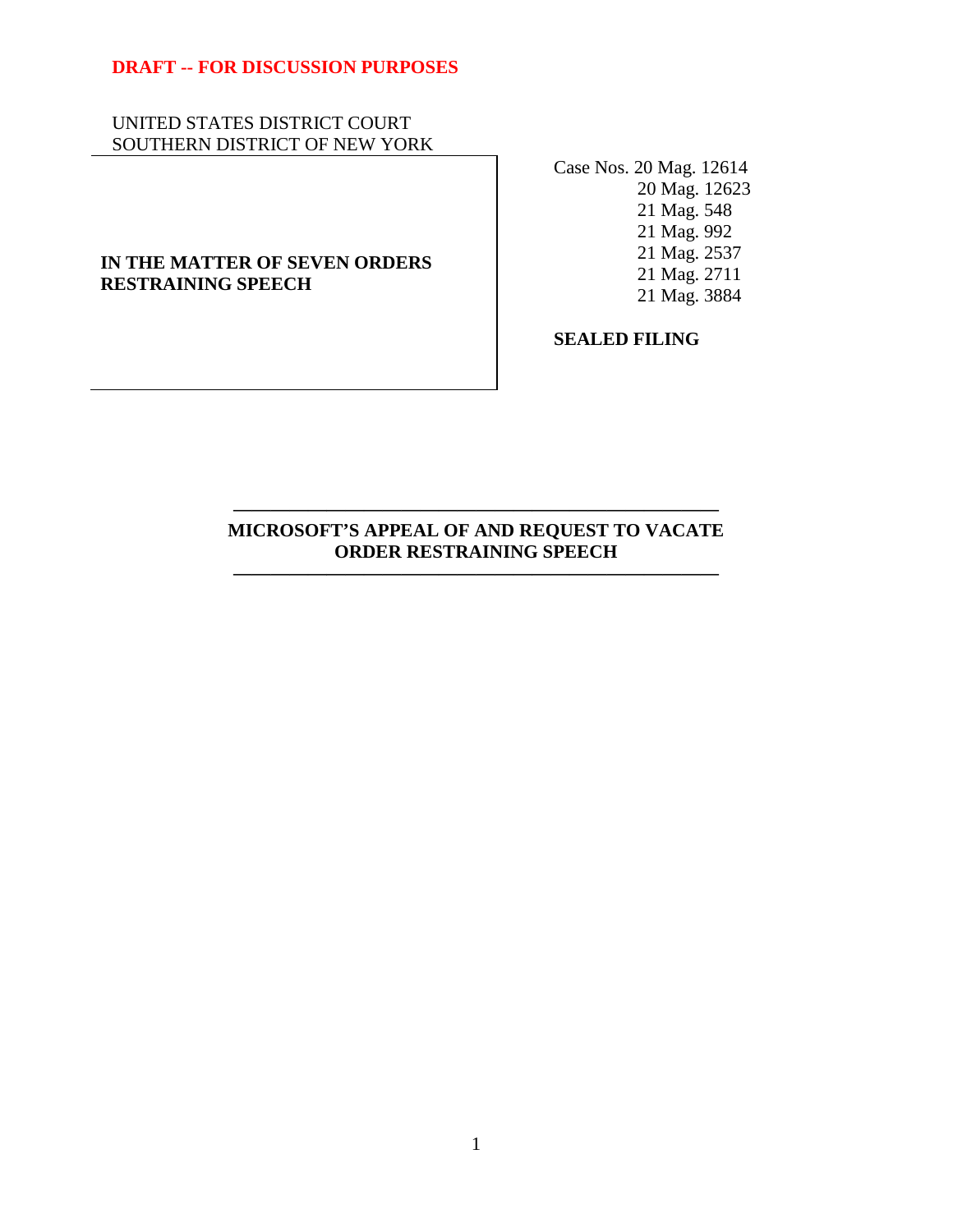**DRAFT -- FOR DISCUSSION PURPOSES**

UNITED STATES DISTRICT COURT
SOUTHERN DISTRICT OF NEW YORK

**IN THE MATTER OF SEVEN ORDERS RESTRAINING SPEECH**

Case Nos. 20 Mag. 12614
20 Mag. 12623
21 Mag. 548
21 Mag. 992
21 Mag. 2537
21 Mag. 2711
21 Mag. 3884

**SEALED FILING**

---

**MICROSOFT'S APPEAL OF AND REQUEST TO VACATE ORDER RESTRAINING SPEECH**

---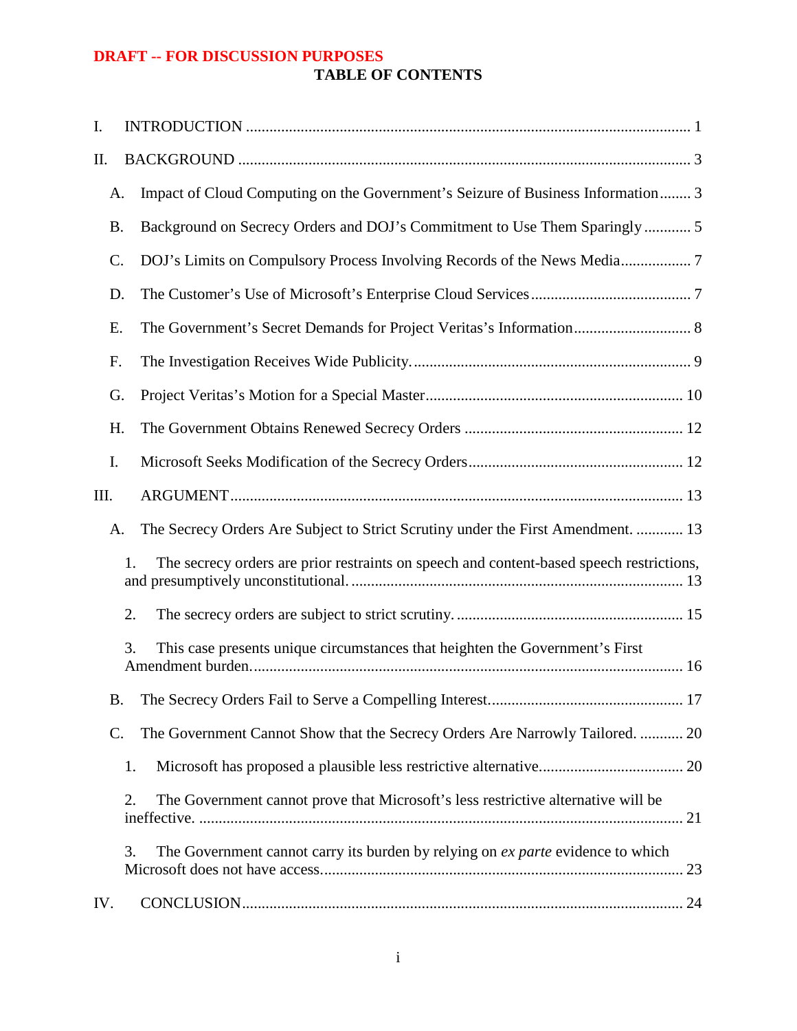**DRAFT -- FOR DISCUSSION PURPOSES**

# TABLE OF CONTENTS

I. INTRODUCTION ........................................................................................................ 1

II. BACKGROUND ........................................................................................................ 3

A. Impact of Cloud Computing on the Government's Seizure of Business Information ........ 3

B. Background on Secrecy Orders and DOJ's Commitment to Use Them Sparingly ............ 5

C. DOJ's Limits on Compulsory Process Involving Records of the News Media .................. 7

D. The Customer's Use of Microsoft's Enterprise Cloud Services ......................................... 7

E. The Government's Secret Demands for Project Veritas's Information .............................. 8

F. The Investigation Receives Wide Publicity. ....................................................................... 9

G. Project Veritas's Motion for a Special Master ................................................................. 10

H. The Government Obtains Renewed Secrecy Orders ........................................................ 12

I. Microsoft Seeks Modification of the Secrecy Orders ....................................................... 12

III. ARGUMENT ........................................................................................................ 13

A. The Secrecy Orders Are Subject to Strict Scrutiny under the First Amendment. ............ 13

1. The secrecy orders are prior restraints on speech and content-based speech restrictions, and presumptively unconstitutional. ..................................................................................... 13

2. The secrecy orders are subject to strict scrutiny. .......................................................... 15

3. This case presents unique circumstances that heighten the Government's First Amendment burden. .............................................................................................................. 16

B. The Secrecy Orders Fail to Serve a Compelling Interest. ................................................. 17

C. The Government Cannot Show that the Secrecy Orders Are Narrowly Tailored. ........... 20

1. Microsoft has proposed a plausible less restrictive alternative. .................................... 20

2. The Government cannot prove that Microsoft's less restrictive alternative will be ineffective. ........................................................................................................................... 21

3. The Government cannot carry its burden by relying on *ex parte* evidence to which Microsoft does not have access. ............................................................................................ 23

IV. CONCLUSION ........................................................................................................ 24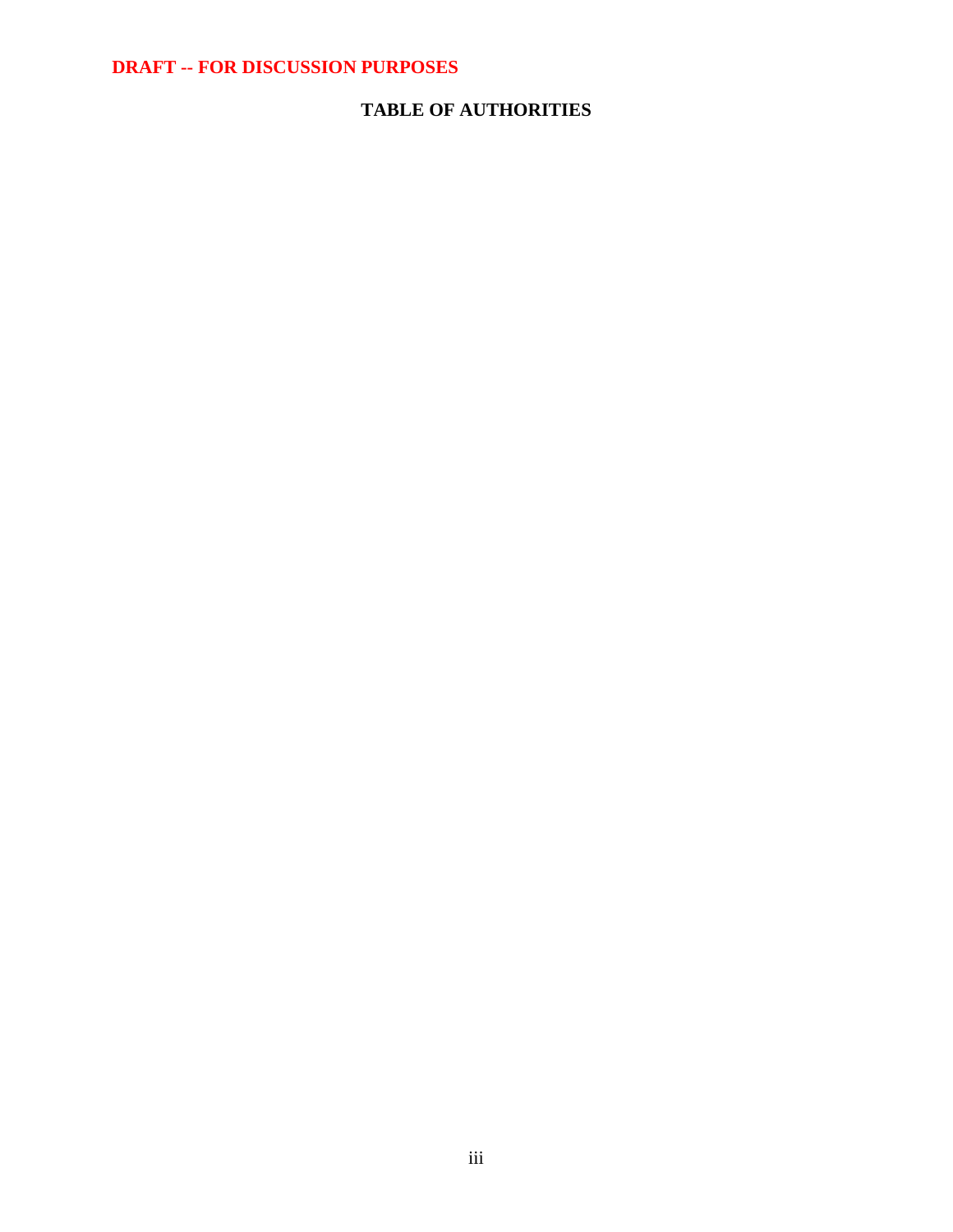DRAFT -- FOR DISCUSSION PURPOSES

# TABLE OF AUTHORITIES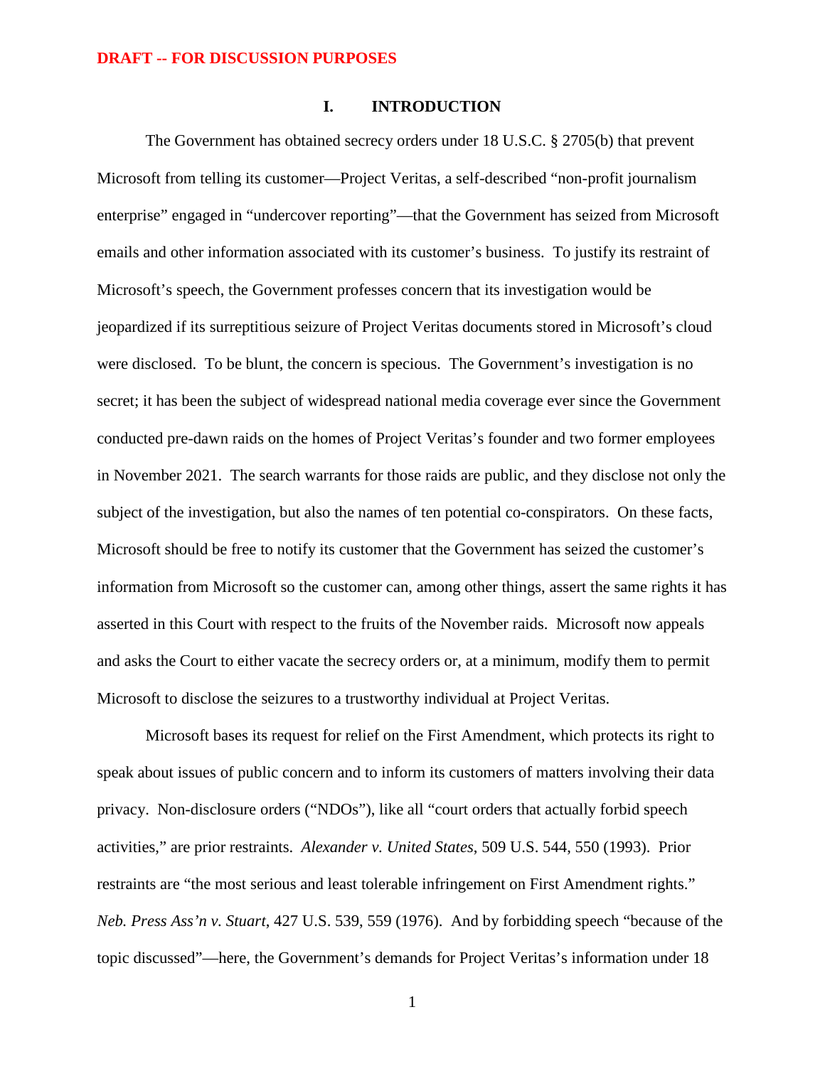**DRAFT -- FOR DISCUSSION PURPOSES**

## I. INTRODUCTION

The Government has obtained secrecy orders under 18 U.S.C. § 2705(b) that prevent Microsoft from telling its customer—Project Veritas, a self-described "non-profit journalism enterprise" engaged in "undercover reporting"—that the Government has seized from Microsoft emails and other information associated with its customer's business. To justify its restraint of Microsoft's speech, the Government professes concern that its investigation would be jeopardized if its surreptitious seizure of Project Veritas documents stored in Microsoft's cloud were disclosed. To be blunt, the concern is specious. The Government's investigation is no secret; it has been the subject of widespread national media coverage ever since the Government conducted pre-dawn raids on the homes of Project Veritas's founder and two former employees in November 2021. The search warrants for those raids are public, and they disclose not only the subject of the investigation, but also the names of ten potential co-conspirators. On these facts, Microsoft should be free to notify its customer that the Government has seized the customer's information from Microsoft so the customer can, among other things, assert the same rights it has asserted in this Court with respect to the fruits of the November raids. Microsoft now appeals and asks the Court to either vacate the secrecy orders or, at a minimum, modify them to permit Microsoft to disclose the seizures to a trustworthy individual at Project Veritas.

Microsoft bases its request for relief on the First Amendment, which protects its right to speak about issues of public concern and to inform its customers of matters involving their data privacy. Non-disclosure orders ("NDOs"), like all "court orders that actually forbid speech activities," are prior restraints. *Alexander v. United States*, 509 U.S. 544, 550 (1993). Prior restraints are "the most serious and least tolerable infringement on First Amendment rights." *Neb. Press Ass'n v. Stuart*, 427 U.S. 539, 559 (1976). And by forbidding speech "because of the topic discussed"—here, the Government's demands for Project Veritas's information under 18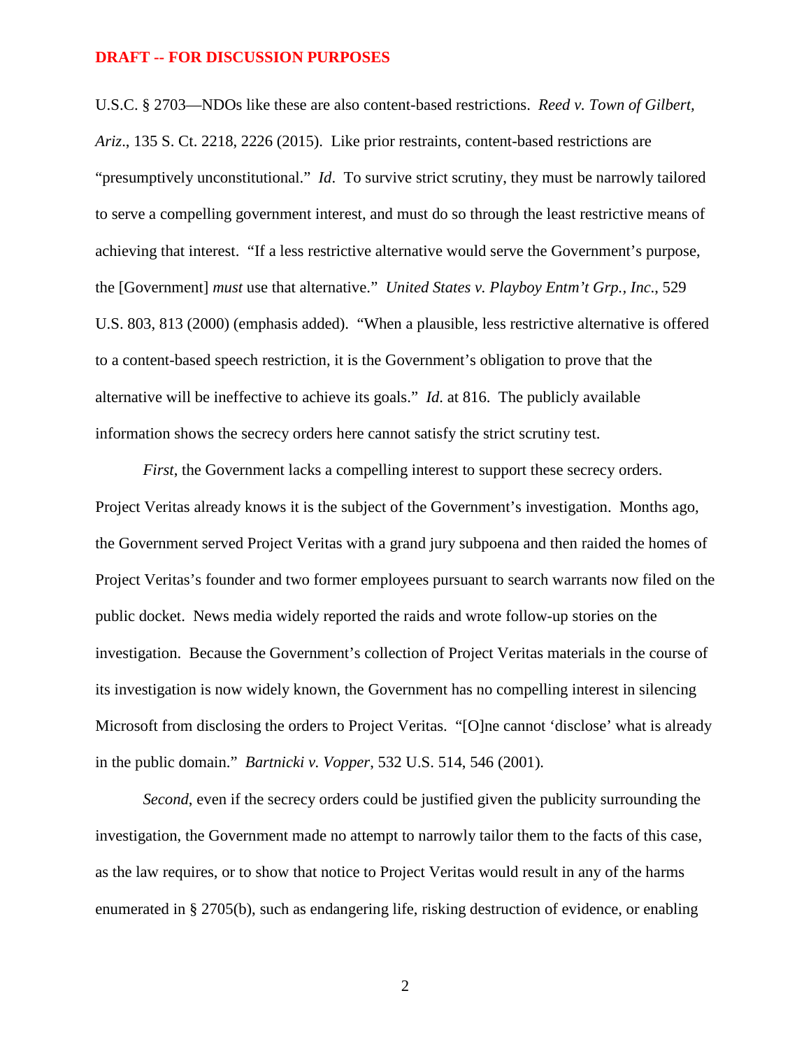**DRAFT -- FOR DISCUSSION PURPOSES**

U.S.C. § 2703—NDOs like these are also content-based restrictions. *Reed v. Town of Gilbert, Ariz*., 135 S. Ct. 2218, 2226 (2015). Like prior restraints, content-based restrictions are "presumptively unconstitutional." *Id*. To survive strict scrutiny, they must be narrowly tailored to serve a compelling government interest, and must do so through the least restrictive means of achieving that interest. "If a less restrictive alternative would serve the Government's purpose, the [Government] *must* use that alternative." *United States v. Playboy Entm't Grp., Inc.*, 529 U.S. 803, 813 (2000) (emphasis added). "When a plausible, less restrictive alternative is offered to a content-based speech restriction, it is the Government's obligation to prove that the alternative will be ineffective to achieve its goals." *Id.* at 816. The publicly available information shows the secrecy orders here cannot satisfy the strict scrutiny test.

*First*, the Government lacks a compelling interest to support these secrecy orders. Project Veritas already knows it is the subject of the Government's investigation. Months ago, the Government served Project Veritas with a grand jury subpoena and then raided the homes of Project Veritas's founder and two former employees pursuant to search warrants now filed on the public docket. News media widely reported the raids and wrote follow-up stories on the investigation. Because the Government's collection of Project Veritas materials in the course of its investigation is now widely known, the Government has no compelling interest in silencing Microsoft from disclosing the orders to Project Veritas. "[O]ne cannot 'disclose' what is already in the public domain." *Bartnicki v. Vopper*, 532 U.S. 514, 546 (2001).

*Second*, even if the secrecy orders could be justified given the publicity surrounding the investigation, the Government made no attempt to narrowly tailor them to the facts of this case, as the law requires, or to show that notice to Project Veritas would result in any of the harms enumerated in § 2705(b), such as endangering life, risking destruction of evidence, or enabling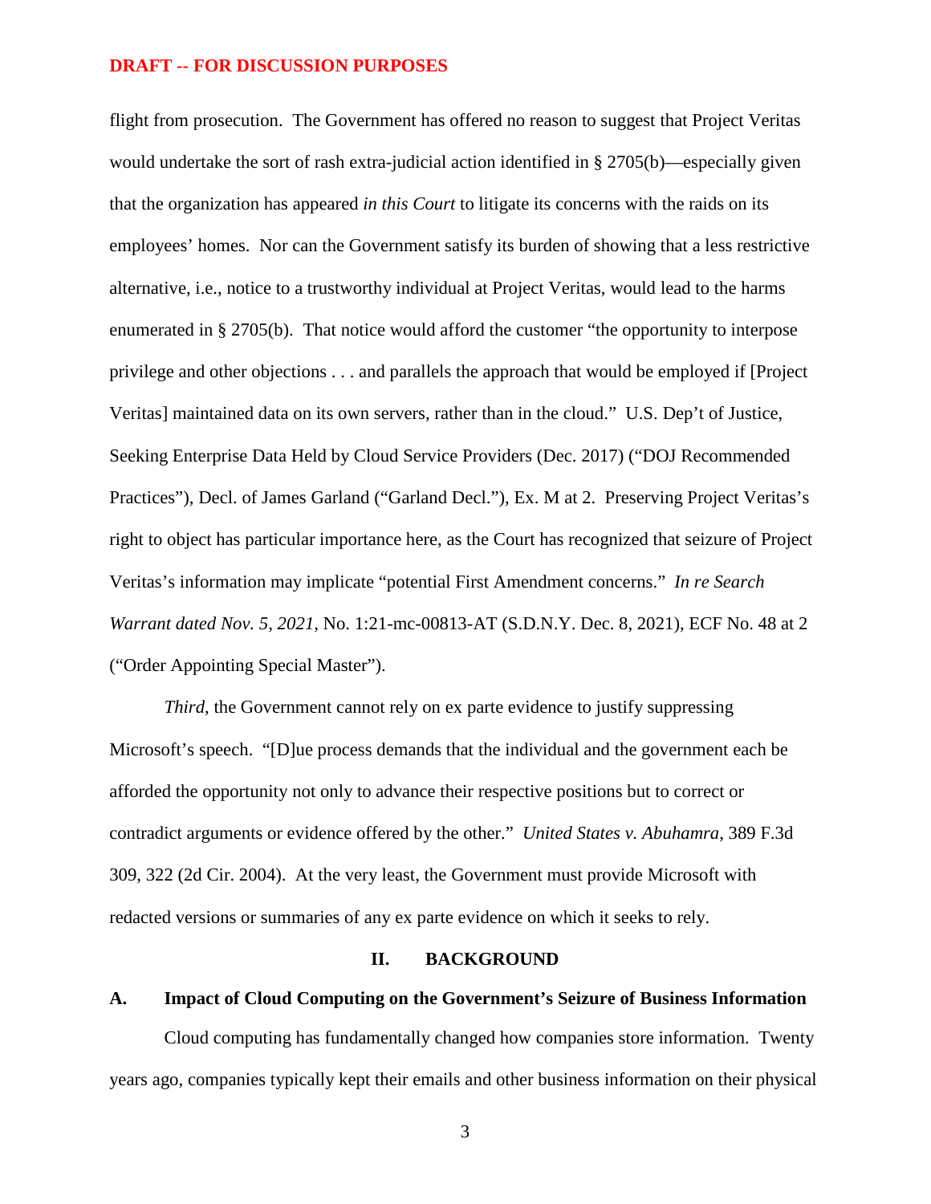**DRAFT -- FOR DISCUSSION PURPOSES**

flight from prosecution. The Government has offered no reason to suggest that Project Veritas would undertake the sort of rash extra-judicial action identified in § 2705(b)—especially given that the organization has appeared *in this Court* to litigate its concerns with the raids on its employees' homes. Nor can the Government satisfy its burden of showing that a less restrictive alternative, i.e., notice to a trustworthy individual at Project Veritas, would lead to the harms enumerated in § 2705(b). That notice would afford the customer "the opportunity to interpose privilege and other objections . . . and parallels the approach that would be employed if [Project Veritas] maintained data on its own servers, rather than in the cloud." U.S. Dep't of Justice, Seeking Enterprise Data Held by Cloud Service Providers (Dec. 2017) ("DOJ Recommended Practices"), Decl. of James Garland ("Garland Decl."), Ex. M at 2. Preserving Project Veritas's right to object has particular importance here, as the Court has recognized that seizure of Project Veritas's information may implicate "potential First Amendment concerns." *In re Search Warrant dated Nov. 5, 2021*, No. 1:21-mc-00813-AT (S.D.N.Y. Dec. 8, 2021), ECF No. 48 at 2 ("Order Appointing Special Master").

*Third*, the Government cannot rely on ex parte evidence to justify suppressing Microsoft's speech. "[D]ue process demands that the individual and the government each be afforded the opportunity not only to advance their respective positions but to correct or contradict arguments or evidence offered by the other." *United States v. Abuhamra*, 389 F.3d 309, 322 (2d Cir. 2004). At the very least, the Government must provide Microsoft with redacted versions or summaries of any ex parte evidence on which it seeks to rely.

## II. BACKGROUND

### A. Impact of Cloud Computing on the Government's Seizure of Business Information

Cloud computing has fundamentally changed how companies store information. Twenty years ago, companies typically kept their emails and other business information on their physical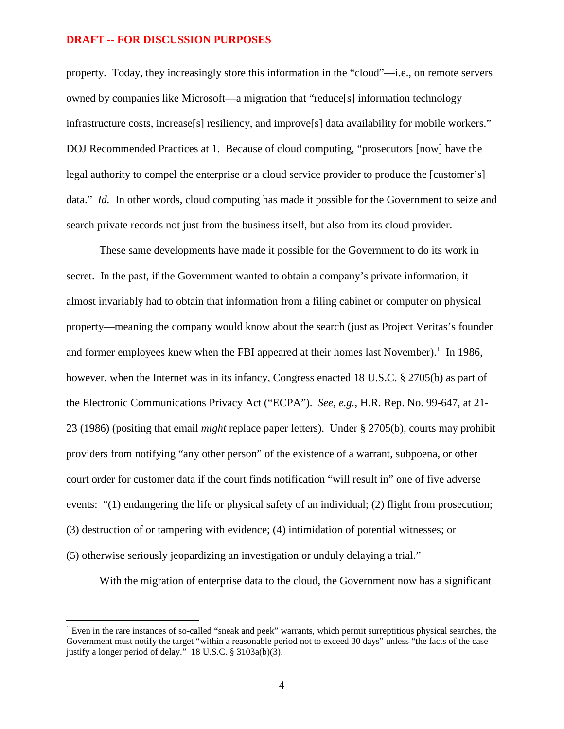**DRAFT -- FOR DISCUSSION PURPOSES**

property. Today, they increasingly store this information in the "cloud"—i.e., on remote servers owned by companies like Microsoft—a migration that "reduce[s] information technology infrastructure costs, increase[s] resiliency, and improve[s] data availability for mobile workers." DOJ Recommended Practices at 1. Because of cloud computing, "prosecutors [now] have the legal authority to compel the enterprise or a cloud service provider to produce the [customer's] data." *Id.* In other words, cloud computing has made it possible for the Government to seize and search private records not just from the business itself, but also from its cloud provider.

These same developments have made it possible for the Government to do its work in secret. In the past, if the Government wanted to obtain a company's private information, it almost invariably had to obtain that information from a filing cabinet or computer on physical property—meaning the company would know about the search (just as Project Veritas's founder and former employees knew when the FBI appeared at their homes last November).[1] In 1986, however, when the Internet was in its infancy, Congress enacted 18 U.S.C. § 2705(b) as part of the Electronic Communications Privacy Act ("ECPA"). *See, e.g.*, H.R. Rep. No. 99-647, at 21-23 (1986) (positing that email *might* replace paper letters). Under § 2705(b), courts may prohibit providers from notifying "any other person" of the existence of a warrant, subpoena, or other court order for customer data if the court finds notification "will result in" one of five adverse events: "(1) endangering the life or physical safety of an individual; (2) flight from prosecution; (3) destruction of or tampering with evidence; (4) intimidation of potential witnesses; or (5) otherwise seriously jeopardizing an investigation or unduly delaying a trial."

With the migration of enterprise data to the cloud, the Government now has a significant

[1] Even in the rare instances of so-called "sneak and peek" warrants, which permit surreptitious physical searches, the Government must notify the target "within a reasonable period not to exceed 30 days" unless "the facts of the case justify a longer period of delay." 18 U.S.C. § 3103a(b)(3).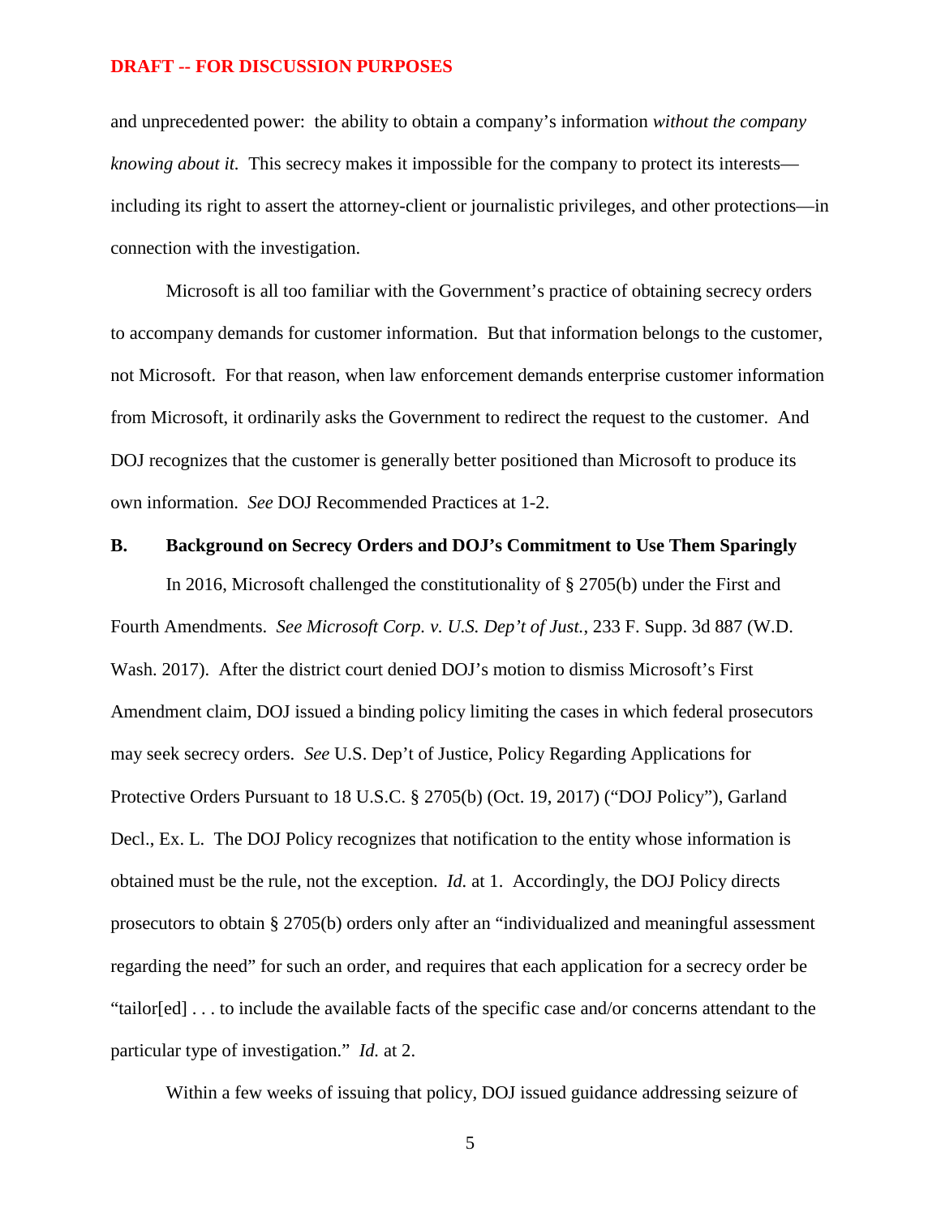**DRAFT -- FOR DISCUSSION PURPOSES**

and unprecedented power: the ability to obtain a company's information *without the company knowing about it.* This secrecy makes it impossible for the company to protect its interests—including its right to assert the attorney-client or journalistic privileges, and other protections—in connection with the investigation.

Microsoft is all too familiar with the Government's practice of obtaining secrecy orders to accompany demands for customer information. But that information belongs to the customer, not Microsoft. For that reason, when law enforcement demands enterprise customer information from Microsoft, it ordinarily asks the Government to redirect the request to the customer. And DOJ recognizes that the customer is generally better positioned than Microsoft to produce its own information. *See* DOJ Recommended Practices at 1-2.

### B. Background on Secrecy Orders and DOJ's Commitment to Use Them Sparingly

In 2016, Microsoft challenged the constitutionality of § 2705(b) under the First and Fourth Amendments. *See Microsoft Corp. v. U.S. Dep't of Just.*, 233 F. Supp. 3d 887 (W.D. Wash. 2017). After the district court denied DOJ's motion to dismiss Microsoft's First Amendment claim, DOJ issued a binding policy limiting the cases in which federal prosecutors may seek secrecy orders. *See* U.S. Dep't of Justice, Policy Regarding Applications for Protective Orders Pursuant to 18 U.S.C. § 2705(b) (Oct. 19, 2017) ("DOJ Policy"), Garland Decl., Ex. L. The DOJ Policy recognizes that notification to the entity whose information is obtained must be the rule, not the exception. *Id.* at 1. Accordingly, the DOJ Policy directs prosecutors to obtain § 2705(b) orders only after an "individualized and meaningful assessment regarding the need" for such an order, and requires that each application for a secrecy order be "tailor[ed] . . . to include the available facts of the specific case and/or concerns attendant to the particular type of investigation." *Id.* at 2.

Within a few weeks of issuing that policy, DOJ issued guidance addressing seizure of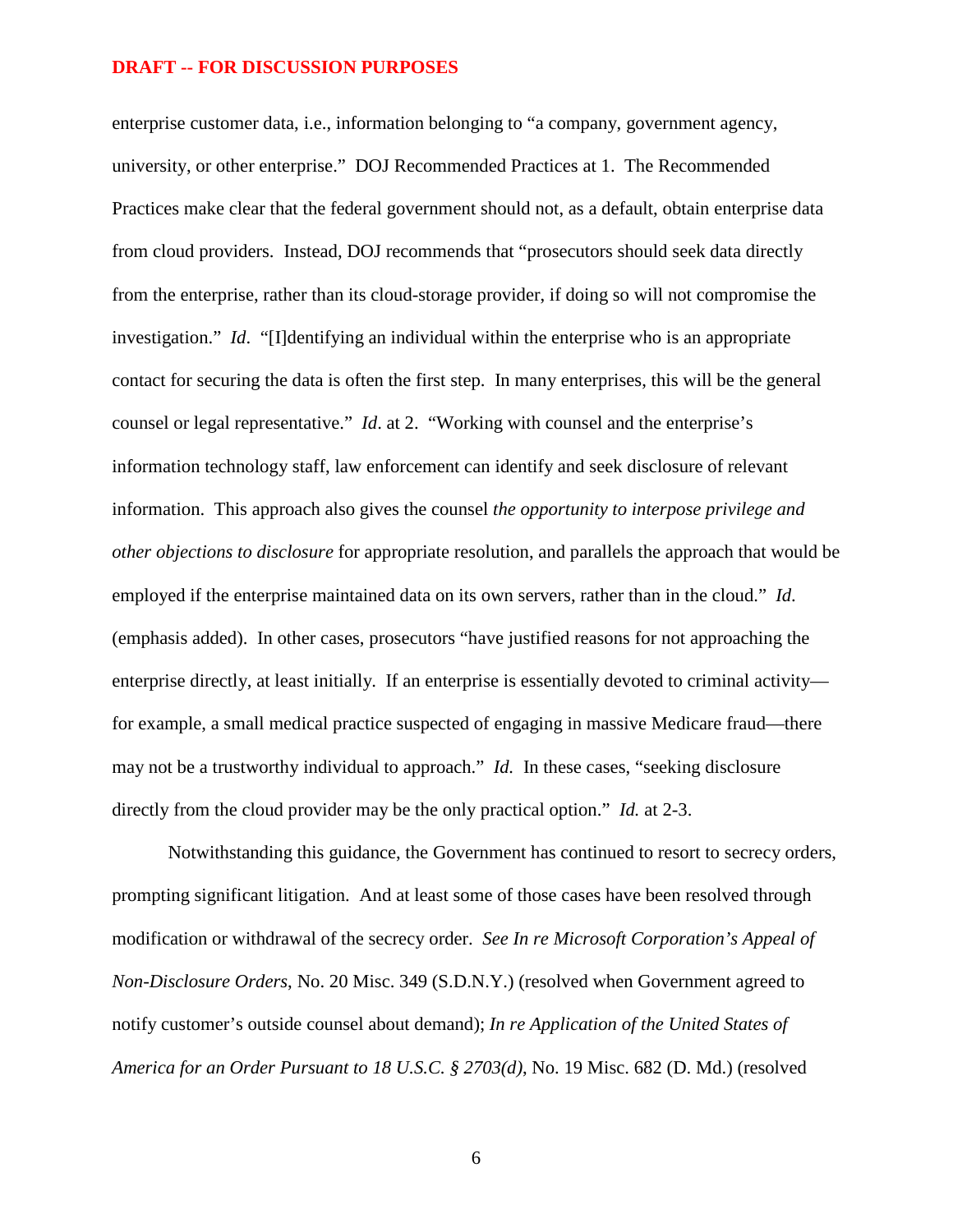enterprise customer data, i.e., information belonging to "a company, government agency, university, or other enterprise." DOJ Recommended Practices at 1. The Recommended Practices make clear that the federal government should not, as a default, obtain enterprise data from cloud providers. Instead, DOJ recommends that "prosecutors should seek data directly from the enterprise, rather than its cloud-storage provider, if doing so will not compromise the investigation." *Id*. "[I]dentifying an individual within the enterprise who is an appropriate contact for securing the data is often the first step. In many enterprises, this will be the general counsel or legal representative." *Id*. at 2. "Working with counsel and the enterprise's information technology staff, law enforcement can identify and seek disclosure of relevant information. This approach also gives the counsel *the opportunity to interpose privilege and other objections to disclosure* for appropriate resolution, and parallels the approach that would be employed if the enterprise maintained data on its own servers, rather than in the cloud." *Id*. (emphasis added). In other cases, prosecutors "have justified reasons for not approaching the enterprise directly, at least initially. If an enterprise is essentially devoted to criminal activity—for example, a small medical practice suspected of engaging in massive Medicare fraud—there may not be a trustworthy individual to approach." *Id.* In these cases, "seeking disclosure directly from the cloud provider may be the only practical option." *Id.* at 2-3.

Notwithstanding this guidance, the Government has continued to resort to secrecy orders, prompting significant litigation. And at least some of those cases have been resolved through modification or withdrawal of the secrecy order. *See In re Microsoft Corporation's Appeal of Non-Disclosure Orders*, No. 20 Misc. 349 (S.D.N.Y.) (resolved when Government agreed to notify customer's outside counsel about demand); *In re Application of the United States of America for an Order Pursuant to 18 U.S.C. § 2703(d)*, No. 19 Misc. 682 (D. Md.) (resolved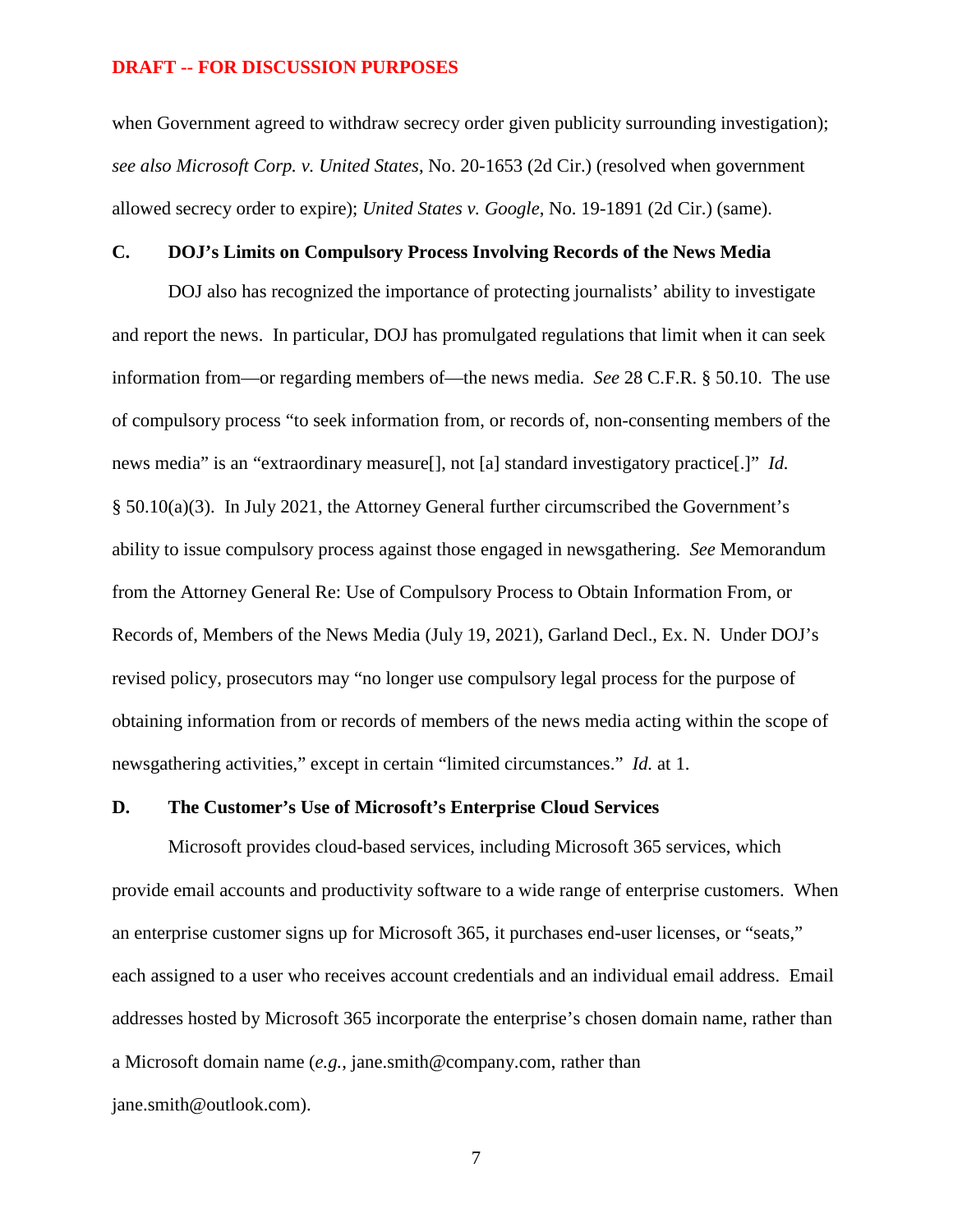**DRAFT -- FOR DISCUSSION PURPOSES**

when Government agreed to withdraw secrecy order given publicity surrounding investigation); *see also Microsoft Corp. v. United States*, No. 20-1653 (2d Cir.) (resolved when government allowed secrecy order to expire); *United States v. Google*, No. 19-1891 (2d Cir.) (same).

### C. DOJ's Limits on Compulsory Process Involving Records of the News Media

DOJ also has recognized the importance of protecting journalists' ability to investigate and report the news. In particular, DOJ has promulgated regulations that limit when it can seek information from—or regarding members of—the news media. *See* 28 C.F.R. § 50.10. The use of compulsory process "to seek information from, or records of, non-consenting members of the news media" is an "extraordinary measure[], not [a] standard investigatory practice[.]" *Id.* § 50.10(a)(3). In July 2021, the Attorney General further circumscribed the Government's ability to issue compulsory process against those engaged in newsgathering. *See* Memorandum from the Attorney General Re: Use of Compulsory Process to Obtain Information From, or Records of, Members of the News Media (July 19, 2021), Garland Decl., Ex. N. Under DOJ's revised policy, prosecutors may "no longer use compulsory legal process for the purpose of obtaining information from or records of members of the news media acting within the scope of newsgathering activities," except in certain "limited circumstances." *Id.* at 1.

### D. The Customer's Use of Microsoft's Enterprise Cloud Services

Microsoft provides cloud-based services, including Microsoft 365 services, which provide email accounts and productivity software to a wide range of enterprise customers. When an enterprise customer signs up for Microsoft 365, it purchases end-user licenses, or "seats," each assigned to a user who receives account credentials and an individual email address. Email addresses hosted by Microsoft 365 incorporate the enterprise's chosen domain name, rather than a Microsoft domain name (*e.g.*, jane.smith@company.com, rather than jane.smith@outlook.com).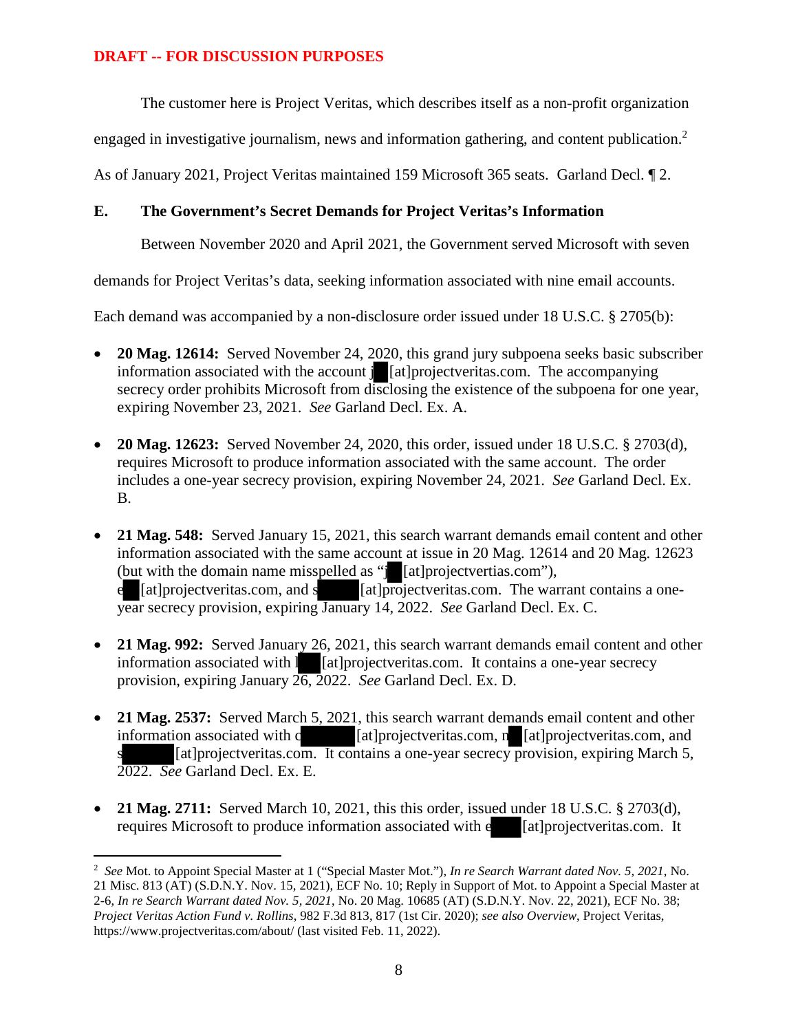DRAFT -- FOR DISCUSSION PURPOSES

The customer here is Project Veritas, which describes itself as a non-profit organization engaged in investigative journalism, news and information gathering, and content publication.[2] As of January 2021, Project Veritas maintained 159 Microsoft 365 seats. Garland Decl. ¶ 2.

## E. The Government's Secret Demands for Project Veritas's Information

Between November 2020 and April 2021, the Government served Microsoft with seven demands for Project Veritas's data, seeking information associated with nine email accounts. Each demand was accompanied by a non-disclosure order issued under 18 U.S.C. § 2705(b):

- **20 Mag. 12614:** Served November 24, 2020, this grand jury subpoena seeks basic subscriber information associated with the account j█[at]projectveritas.com. The accompanying secrecy order prohibits Microsoft from disclosing the existence of the subpoena for one year, expiring November 23, 2021. *See* Garland Decl. Ex. A.

- **20 Mag. 12623:** Served November 24, 2020, this order, issued under 18 U.S.C. § 2703(d), requires Microsoft to produce information associated with the same account. The order includes a one-year secrecy provision, expiring November 24, 2021. *See* Garland Decl. Ex. B.

- **21 Mag. 548:** Served January 15, 2021, this search warrant demands email content and other information associated with the same account at issue in 20 Mag. 12614 and 20 Mag. 12623 (but with the domain name misspelled as "j█[at]projectvertias.com"), e█[at]projectveritas.com, and s█[at]projectveritas.com. The warrant contains a one-year secrecy provision, expiring January 14, 2022. *See* Garland Decl. Ex. C.

- **21 Mag. 992:** Served January 26, 2021, this search warrant demands email content and other information associated with l█[at]projectveritas.com. It contains a one-year secrecy provision, expiring January 26, 2022. *See* Garland Decl. Ex. D.

- **21 Mag. 2537:** Served March 5, 2021, this search warrant demands email content and other information associated with c█[at]projectveritas.com, n█[at]projectveritas.com, and s█[at]projectveritas.com. It contains a one-year secrecy provision, expiring March 5, 2022. *See* Garland Decl. Ex. E.

- **21 Mag. 2711:** Served March 10, 2021, this this order, issued under 18 U.S.C. § 2703(d), requires Microsoft to produce information associated with e█[at]projectveritas.com. It

---

[2] *See* Mot. to Appoint Special Master at 1 ("Special Master Mot."), *In re Search Warrant dated Nov. 5, 2021*, No. 21 Misc. 813 (AT) (S.D.N.Y. Nov. 15, 2021), ECF No. 10; Reply in Support of Mot. to Appoint a Special Master at 2-6, *In re Search Warrant dated Nov. 5, 2021*, No. 20 Mag. 10685 (AT) (S.D.N.Y. Nov. 22, 2021), ECF No. 38; *Project Veritas Action Fund v. Rollins*, 982 F.3d 813, 817 (1st Cir. 2020); *see also Overview*, Project Veritas, https://www.projectveritas.com/about/ (last visited Feb. 11, 2022).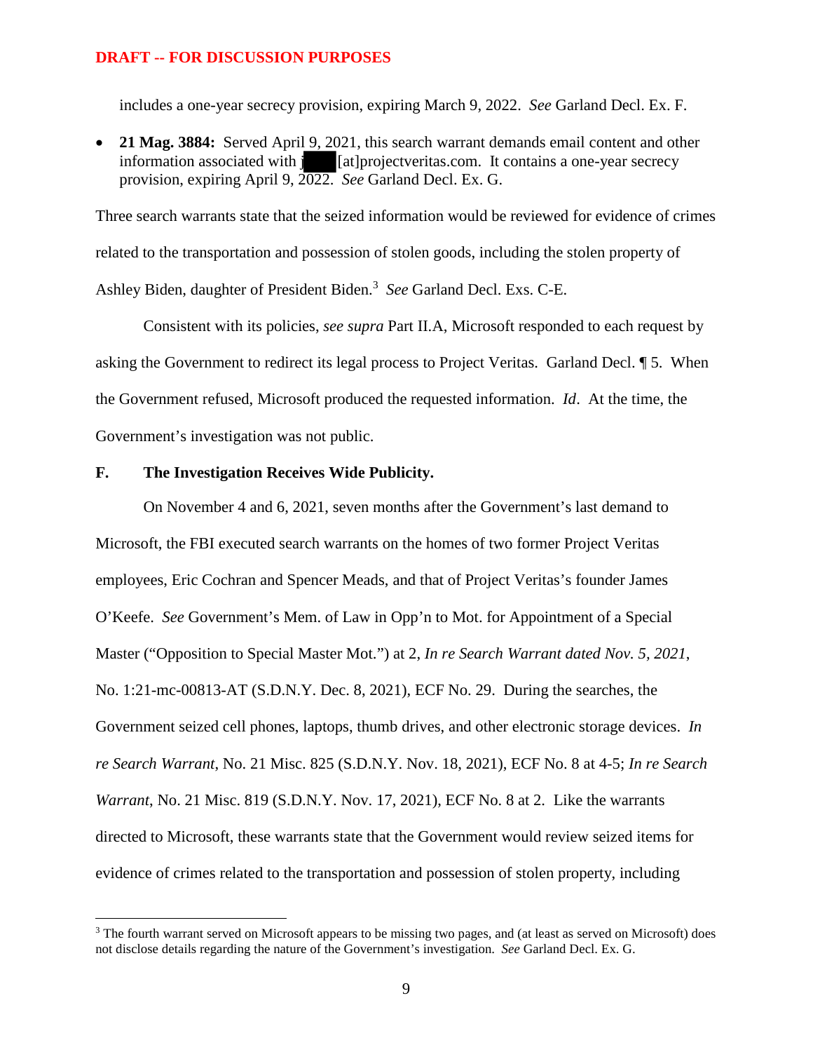**DRAFT -- FOR DISCUSSION PURPOSES**

includes a one-year secrecy provision, expiring March 9, 2022. *See* Garland Decl. Ex. F.

- **21 Mag. 3884:** Served April 9, 2021, this search warrant demands email content and other information associated with j[at]projectveritas.com. It contains a one-year secrecy provision, expiring April 9, 2022. *See* Garland Decl. Ex. G.

Three search warrants state that the seized information would be reviewed for evidence of crimes related to the transportation and possession of stolen goods, including the stolen property of Ashley Biden, daughter of President Biden.[3] *See* Garland Decl. Exs. C-E.

Consistent with its policies, *see supra* Part II.A, Microsoft responded to each request by asking the Government to redirect its legal process to Project Veritas. Garland Decl. ¶ 5. When the Government refused, Microsoft produced the requested information. *Id*. At the time, the Government's investigation was not public.

### F. The Investigation Receives Wide Publicity.

On November 4 and 6, 2021, seven months after the Government's last demand to Microsoft, the FBI executed search warrants on the homes of two former Project Veritas employees, Eric Cochran and Spencer Meads, and that of Project Veritas's founder James O'Keefe. *See* Government's Mem. of Law in Opp'n to Mot. for Appointment of a Special Master ("Opposition to Special Master Mot.") at 2, *In re Search Warrant dated Nov. 5, 2021*, No. 1:21-mc-00813-AT (S.D.N.Y. Dec. 8, 2021), ECF No. 29. During the searches, the Government seized cell phones, laptops, thumb drives, and other electronic storage devices. *In re Search Warrant*, No. 21 Misc. 825 (S.D.N.Y. Nov. 18, 2021), ECF No. 8 at 4-5; *In re Search Warrant*, No. 21 Misc. 819 (S.D.N.Y. Nov. 17, 2021), ECF No. 8 at 2. Like the warrants directed to Microsoft, these warrants state that the Government would review seized items for evidence of crimes related to the transportation and possession of stolen property, including

[3] The fourth warrant served on Microsoft appears to be missing two pages, and (at least as served on Microsoft) does not disclose details regarding the nature of the Government's investigation. *See* Garland Decl. Ex. G.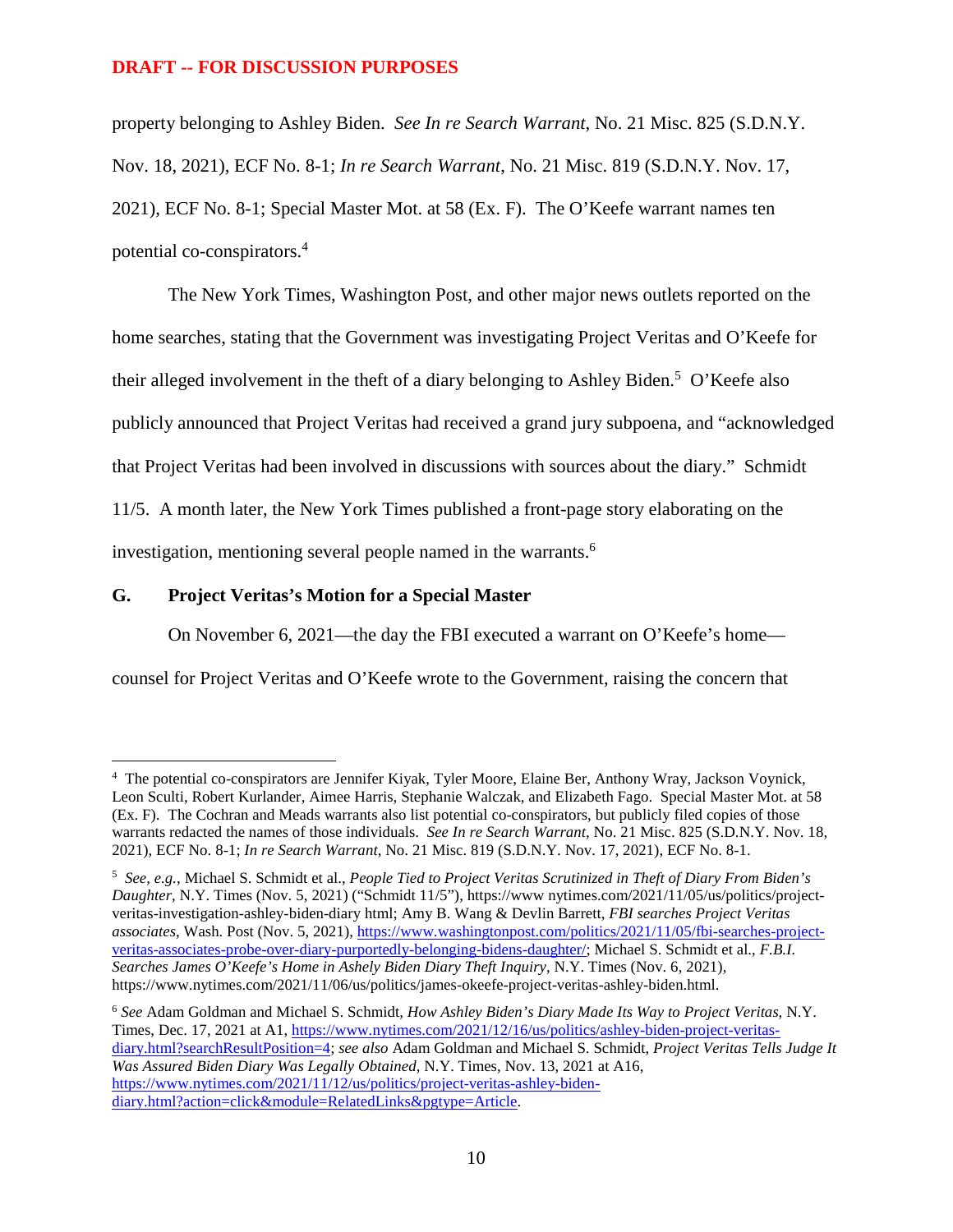**DRAFT -- FOR DISCUSSION PURPOSES**

property belonging to Ashley Biden. *See In re Search Warrant*, No. 21 Misc. 825 (S.D.N.Y. Nov. 18, 2021), ECF No. 8-1; *In re Search Warrant*, No. 21 Misc. 819 (S.D.N.Y. Nov. 17, 2021), ECF No. 8-1; Special Master Mot. at 58 (Ex. F). The O'Keefe warrant names ten potential co-conspirators.[4]

The New York Times, Washington Post, and other major news outlets reported on the home searches, stating that the Government was investigating Project Veritas and O'Keefe for their alleged involvement in the theft of a diary belonging to Ashley Biden.[5] O'Keefe also publicly announced that Project Veritas had received a grand jury subpoena, and "acknowledged that Project Veritas had been involved in discussions with sources about the diary." Schmidt 11/5. A month later, the New York Times published a front-page story elaborating on the investigation, mentioning several people named in the warrants.[6]

### G. Project Veritas's Motion for a Special Master

On November 6, 2021—the day the FBI executed a warrant on O'Keefe's home—counsel for Project Veritas and O'Keefe wrote to the Government, raising the concern that

---

[4] The potential co-conspirators are Jennifer Kiyak, Tyler Moore, Elaine Ber, Anthony Wray, Jackson Voynick, Leon Sculti, Robert Kurlander, Aimee Harris, Stephanie Walczak, and Elizabeth Fago. Special Master Mot. at 58 (Ex. F). The Cochran and Meads warrants also list potential co-conspirators, but publicly filed copies of those warrants redacted the names of those individuals. *See In re Search Warrant*, No. 21 Misc. 825 (S.D.N.Y. Nov. 18, 2021), ECF No. 8-1; *In re Search Warrant*, No. 21 Misc. 819 (S.D.N.Y. Nov. 17, 2021), ECF No. 8-1.

[5] *See, e.g.*, Michael S. Schmidt et al., *People Tied to Project Veritas Scrutinized in Theft of Diary From Biden's Daughter*, N.Y. Times (Nov. 5, 2021) ("Schmidt 11/5"), https://www nytimes.com/2021/11/05/us/politics/project-veritas-investigation-ashley-biden-diary html; Amy B. Wang & Devlin Barrett, *FBI searches Project Veritas associates*, Wash. Post (Nov. 5, 2021), https://www.washingtonpost.com/politics/2021/11/05/fbi-searches-project-veritas-associates-probe-over-diary-purportedly-belonging-bidens-daughter/; Michael S. Schmidt et al., *F.B.I. Searches James O'Keefe's Home in Ashely Biden Diary Theft Inquiry*, N.Y. Times (Nov. 6, 2021), https://www.nytimes.com/2021/11/06/us/politics/james-okeefe-project-veritas-ashley-biden.html.

[6] *See* Adam Goldman and Michael S. Schmidt, *How Ashley Biden's Diary Made Its Way to Project Veritas*, N.Y. Times, Dec. 17, 2021 at A1, https://www.nytimes.com/2021/12/16/us/politics/ashley-biden-project-veritas-diary.html?searchResultPosition=4; *see also* Adam Goldman and Michael S. Schmidt, *Project Veritas Tells Judge It Was Assured Biden Diary Was Legally Obtained*, N.Y. Times, Nov. 13, 2021 at A16, https://www.nytimes.com/2021/11/12/us/politics/project-veritas-ashley-biden-diary.html?action=click&module=RelatedLinks&pgtype=Article.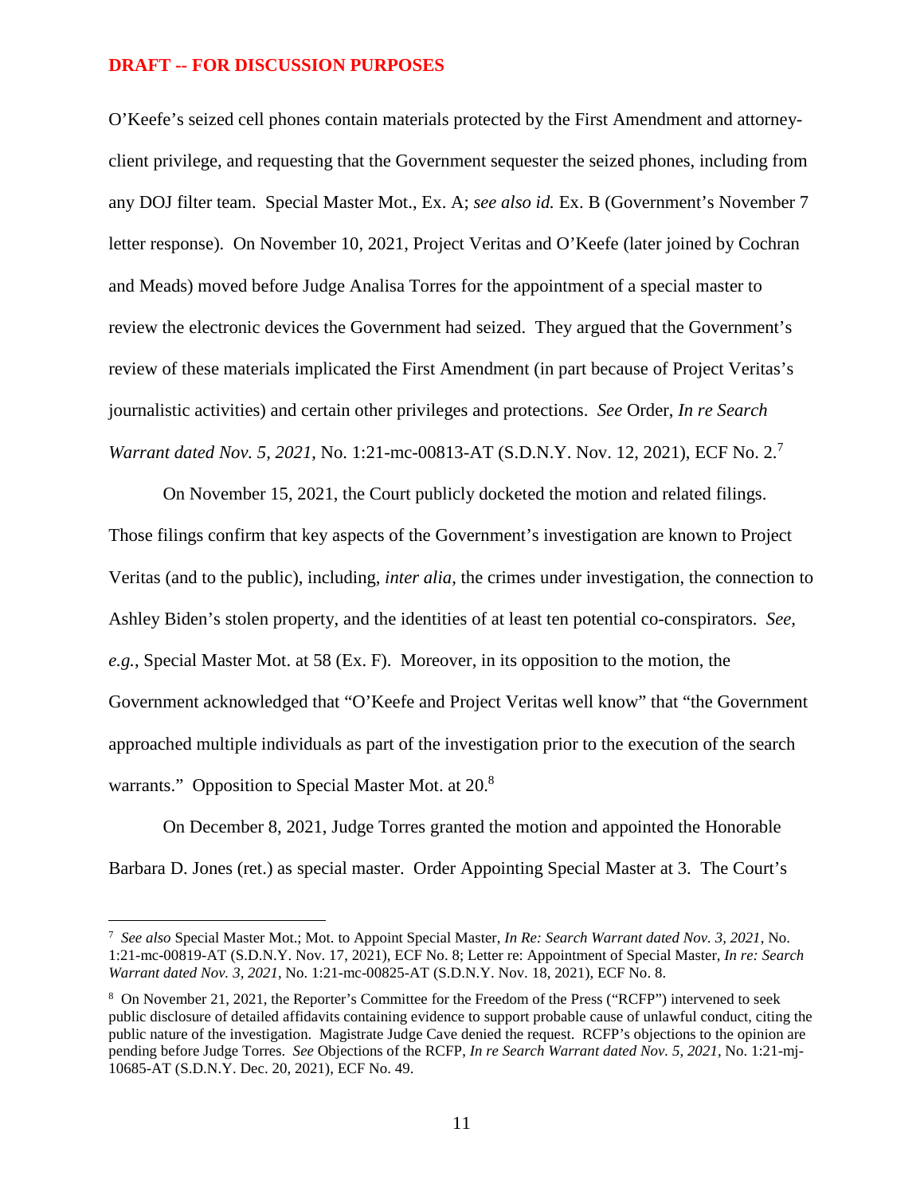**DRAFT -- FOR DISCUSSION PURPOSES**

O'Keefe's seized cell phones contain materials protected by the First Amendment and attorney-client privilege, and requesting that the Government sequester the seized phones, including from any DOJ filter team. Special Master Mot., Ex. A; *see also id.* Ex. B (Government's November 7 letter response). On November 10, 2021, Project Veritas and O'Keefe (later joined by Cochran and Meads) moved before Judge Analisa Torres for the appointment of a special master to review the electronic devices the Government had seized. They argued that the Government's review of these materials implicated the First Amendment (in part because of Project Veritas's journalistic activities) and certain other privileges and protections. *See* Order, *In re Search Warrant dated Nov. 5, 2021*, No. 1:21-mc-00813-AT (S.D.N.Y. Nov. 12, 2021), ECF No. 2.[7]

On November 15, 2021, the Court publicly docketed the motion and related filings. Those filings confirm that key aspects of the Government's investigation are known to Project Veritas (and to the public), including, *inter alia*, the crimes under investigation, the connection to Ashley Biden's stolen property, and the identities of at least ten potential co-conspirators. *See, e.g.*, Special Master Mot. at 58 (Ex. F). Moreover, in its opposition to the motion, the Government acknowledged that "O'Keefe and Project Veritas well know" that "the Government approached multiple individuals as part of the investigation prior to the execution of the search warrants." Opposition to Special Master Mot. at 20.[8]

On December 8, 2021, Judge Torres granted the motion and appointed the Honorable Barbara D. Jones (ret.) as special master. Order Appointing Special Master at 3. The Court's

---

[7] *See also* Special Master Mot.; Mot. to Appoint Special Master, *In Re: Search Warrant dated Nov. 3, 2021*, No. 1:21-mc-00819-AT (S.D.N.Y. Nov. 17, 2021), ECF No. 8; Letter re: Appointment of Special Master, *In re: Search Warrant dated Nov. 3, 2021*, No. 1:21-mc-00825-AT (S.D.N.Y. Nov. 18, 2021), ECF No. 8.

[8] On November 21, 2021, the Reporter's Committee for the Freedom of the Press ("RCFP") intervened to seek public disclosure of detailed affidavits containing evidence to support probable cause of unlawful conduct, citing the public nature of the investigation. Magistrate Judge Cave denied the request. RCFP's objections to the opinion are pending before Judge Torres. *See* Objections of the RCFP, *In re Search Warrant dated Nov. 5, 2021*, No. 1:21-mj-10685-AT (S.D.N.Y. Dec. 20, 2021), ECF No. 49.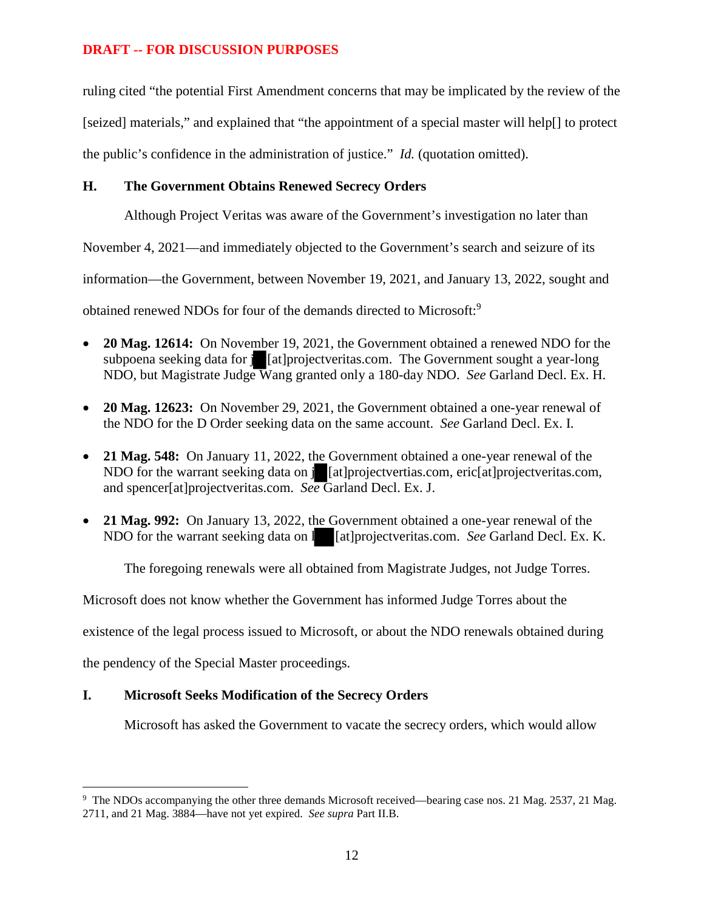DRAFT -- FOR DISCUSSION PURPOSES

ruling cited "the potential First Amendment concerns that may be implicated by the review of the [seized] materials," and explained that "the appointment of a special master will help[] to protect the public's confidence in the administration of justice." *Id.* (quotation omitted).

### H. The Government Obtains Renewed Secrecy Orders

Although Project Veritas was aware of the Government's investigation no later than November 4, 2021—and immediately objected to the Government's search and seizure of its information—the Government, between November 19, 2021, and January 13, 2022, sought and obtained renewed NDOs for four of the demands directed to Microsoft:[9]

- **20 Mag. 12614:** On November 19, 2021, the Government obtained a renewed NDO for the subpoena seeking data for j█[at]projectveritas.com. The Government sought a year-long NDO, but Magistrate Judge Wang granted only a 180-day NDO. *See* Garland Decl. Ex. H.

- **20 Mag. 12623:** On November 29, 2021, the Government obtained a one-year renewal of the NDO for the D Order seeking data on the same account. *See* Garland Decl. Ex. I.

- **21 Mag. 548:** On January 11, 2022, the Government obtained a one-year renewal of the NDO for the warrant seeking data on j█[at]projectvertias.com, eric[at]projectveritas.com, and spencer[at]projectveritas.com. *See* Garland Decl. Ex. J.

- **21 Mag. 992:** On January 13, 2022, the Government obtained a one-year renewal of the NDO for the warrant seeking data on l█[at]projectveritas.com. *See* Garland Decl. Ex. K.

The foregoing renewals were all obtained from Magistrate Judges, not Judge Torres. Microsoft does not know whether the Government has informed Judge Torres about the existence of the legal process issued to Microsoft, or about the NDO renewals obtained during the pendency of the Special Master proceedings.

### I. Microsoft Seeks Modification of the Secrecy Orders

Microsoft has asked the Government to vacate the secrecy orders, which would allow

---

[9] The NDOs accompanying the other three demands Microsoft received—bearing case nos. 21 Mag. 2537, 21 Mag. 2711, and 21 Mag. 3884—have not yet expired. *See supra* Part II.B.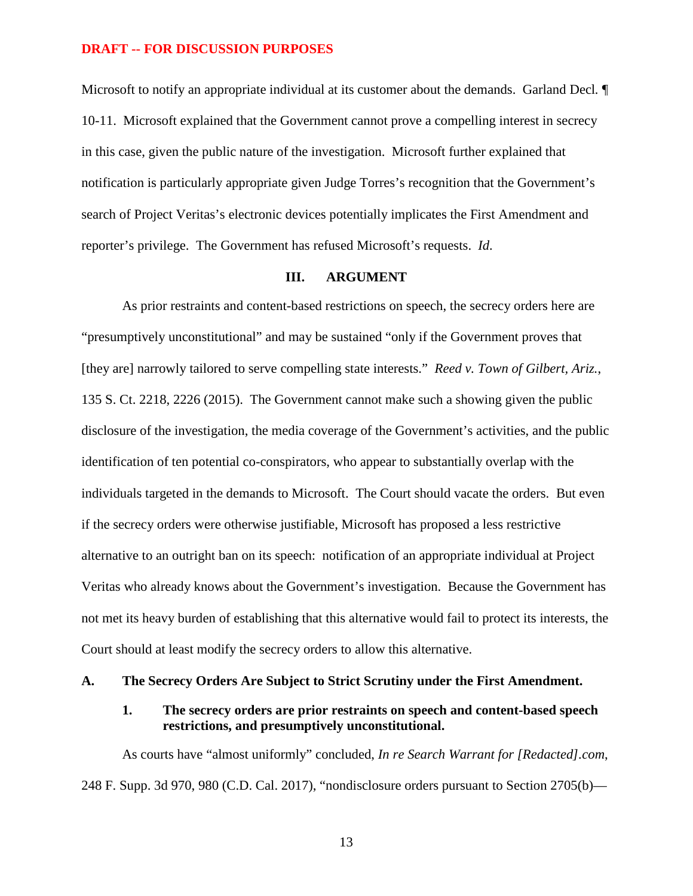DRAFT -- FOR DISCUSSION PURPOSES

Microsoft to notify an appropriate individual at its customer about the demands. Garland Decl. ¶ 10-11. Microsoft explained that the Government cannot prove a compelling interest in secrecy in this case, given the public nature of the investigation. Microsoft further explained that notification is particularly appropriate given Judge Torres's recognition that the Government's search of Project Veritas's electronic devices potentially implicates the First Amendment and reporter's privilege. The Government has refused Microsoft's requests. *Id.*

## III. ARGUMENT

As prior restraints and content-based restrictions on speech, the secrecy orders here are "presumptively unconstitutional" and may be sustained "only if the Government proves that [they are] narrowly tailored to serve compelling state interests." *Reed v. Town of Gilbert, Ariz.*, 135 S. Ct. 2218, 2226 (2015). The Government cannot make such a showing given the public disclosure of the investigation, the media coverage of the Government's activities, and the public identification of ten potential co-conspirators, who appear to substantially overlap with the individuals targeted in the demands to Microsoft. The Court should vacate the orders. But even if the secrecy orders were otherwise justifiable, Microsoft has proposed a less restrictive alternative to an outright ban on its speech: notification of an appropriate individual at Project Veritas who already knows about the Government's investigation. Because the Government has not met its heavy burden of establishing that this alternative would fail to protect its interests, the Court should at least modify the secrecy orders to allow this alternative.

### A. The Secrecy Orders Are Subject to Strict Scrutiny under the First Amendment.

#### 1. The secrecy orders are prior restraints on speech and content-based speech restrictions, and presumptively unconstitutional.

As courts have "almost uniformly" concluded, *In re Search Warrant for [Redacted].com*, 248 F. Supp. 3d 970, 980 (C.D. Cal. 2017), "nondisclosure orders pursuant to Section 2705(b)—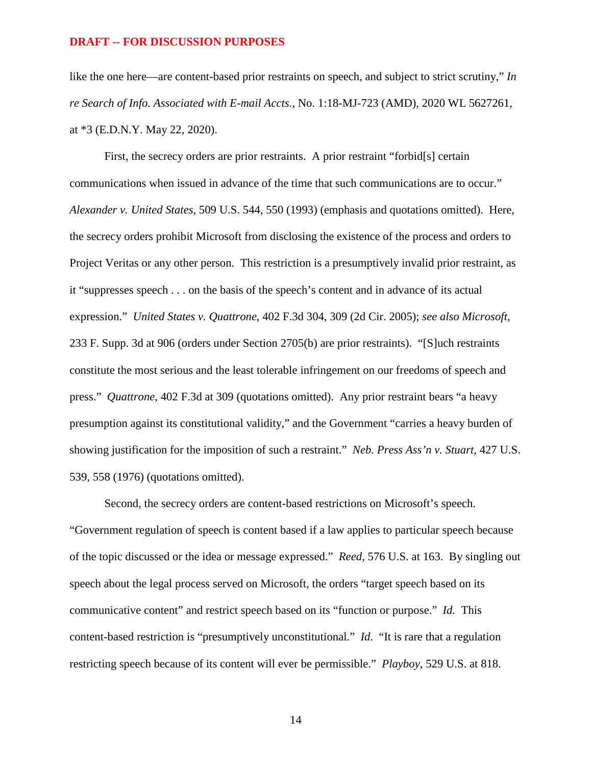**DRAFT -- FOR DISCUSSION PURPOSES**

like the one here—are content-based prior restraints on speech, and subject to strict scrutiny," *In re Search of Info. Associated with E-mail Accts.*, No. 1:18-MJ-723 (AMD), 2020 WL 5627261, at *3 (E.D.N.Y. May 22, 2020).

First, the secrecy orders are prior restraints. A prior restraint "forbid[s] certain communications when issued in advance of the time that such communications are to occur." *Alexander v. United States*, 509 U.S. 544, 550 (1993) (emphasis and quotations omitted). Here, the secrecy orders prohibit Microsoft from disclosing the existence of the process and orders to Project Veritas or any other person. This restriction is a presumptively invalid prior restraint, as it "suppresses speech . . . on the basis of the speech's content and in advance of its actual expression." *United States v. Quattrone*, 402 F.3d 304, 309 (2d Cir. 2005); *see also Microsoft*, 233 F. Supp. 3d at 906 (orders under Section 2705(b) are prior restraints). "[S]uch restraints constitute the most serious and the least tolerable infringement on our freedoms of speech and press." *Quattrone*, 402 F.3d at 309 (quotations omitted). Any prior restraint bears "a heavy presumption against its constitutional validity," and the Government "carries a heavy burden of showing justification for the imposition of such a restraint." *Neb. Press Ass'n v. Stuart*, 427 U.S. 539, 558 (1976) (quotations omitted).

Second, the secrecy orders are content-based restrictions on Microsoft's speech. "Government regulation of speech is content based if a law applies to particular speech because of the topic discussed or the idea or message expressed." *Reed*, 576 U.S. at 163. By singling out speech about the legal process served on Microsoft, the orders "target speech based on its communicative content" and restrict speech based on its "function or purpose." *Id.* This content-based restriction is "presumptively unconstitutional." *Id*. "It is rare that a regulation restricting speech because of its content will ever be permissible." *Playboy*, 529 U.S. at 818.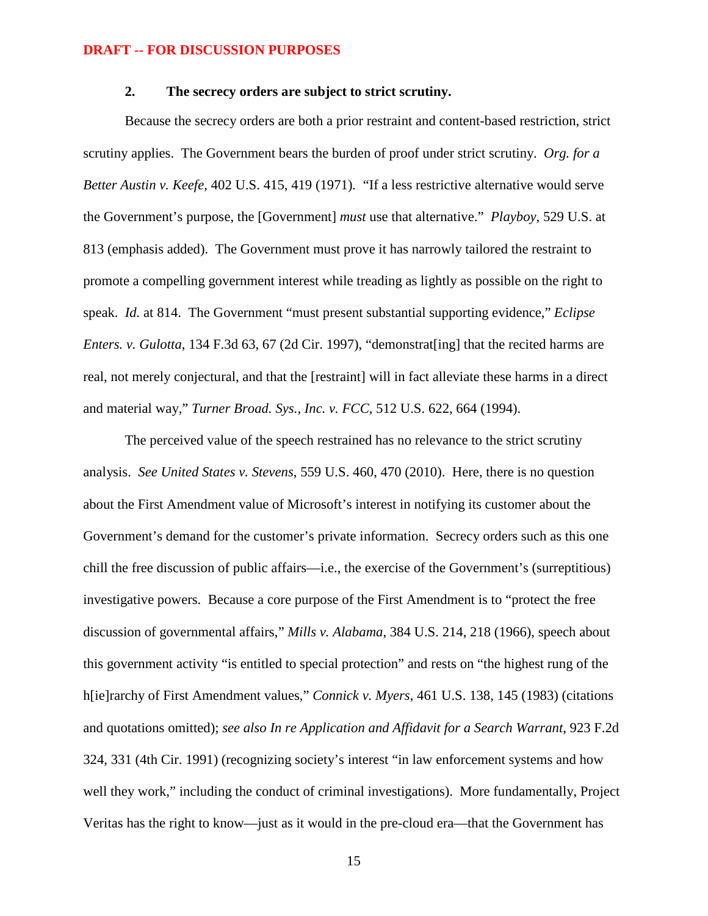**DRAFT -- FOR DISCUSSION PURPOSES**

### 2. The secrecy orders are subject to strict scrutiny.

Because the secrecy orders are both a prior restraint and content-based restriction, strict scrutiny applies. The Government bears the burden of proof under strict scrutiny. *Org. for a Better Austin v. Keefe*, 402 U.S. 415, 419 (1971). "If a less restrictive alternative would serve the Government's purpose, the [Government] *must* use that alternative." *Playboy*, 529 U.S. at 813 (emphasis added). The Government must prove it has narrowly tailored the restraint to promote a compelling government interest while treading as lightly as possible on the right to speak. *Id.* at 814. The Government "must present substantial supporting evidence," *Eclipse Enters. v. Gulotta*, 134 F.3d 63, 67 (2d Cir. 1997), "demonstrat[ing] that the recited harms are real, not merely conjectural, and that the [restraint] will in fact alleviate these harms in a direct and material way," *Turner Broad. Sys., Inc. v. FCC*, 512 U.S. 622, 664 (1994).

The perceived value of the speech restrained has no relevance to the strict scrutiny analysis. *See United States v. Stevens*, 559 U.S. 460, 470 (2010). Here, there is no question about the First Amendment value of Microsoft's interest in notifying its customer about the Government's demand for the customer's private information. Secrecy orders such as this one chill the free discussion of public affairs—i.e., the exercise of the Government's (surreptitious) investigative powers. Because a core purpose of the First Amendment is to "protect the free discussion of governmental affairs," *Mills v. Alabama*, 384 U.S. 214, 218 (1966), speech about this government activity "is entitled to special protection" and rests on "the highest rung of the h[ie]rarchy of First Amendment values," *Connick v. Myers*, 461 U.S. 138, 145 (1983) (citations and quotations omitted); *see also In re Application and Affidavit for a Search Warrant*, 923 F.2d 324, 331 (4th Cir. 1991) (recognizing society's interest "in law enforcement systems and how well they work," including the conduct of criminal investigations). More fundamentally, Project Veritas has the right to know—just as it would in the pre-cloud era—that the Government has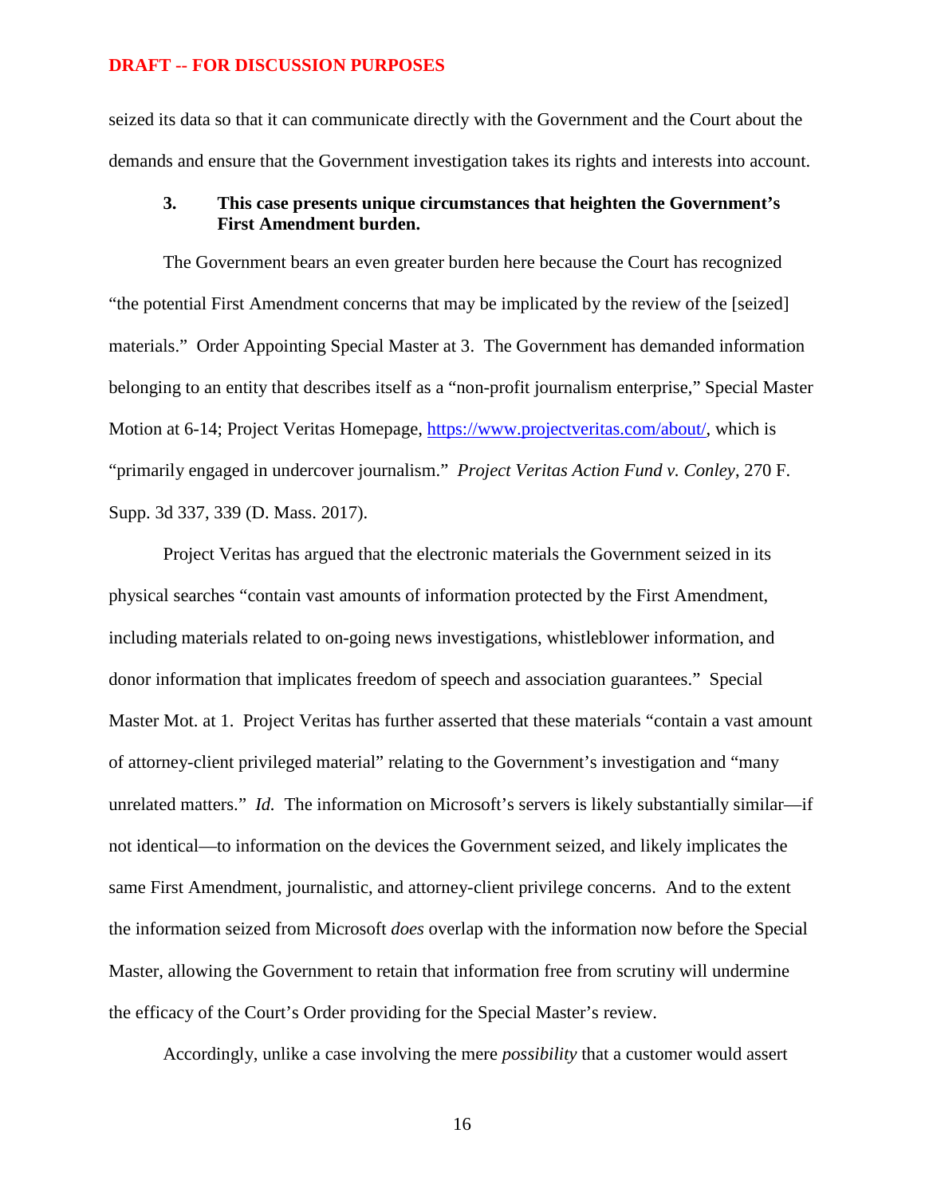DRAFT -- FOR DISCUSSION PURPOSES

seized its data so that it can communicate directly with the Government and the Court about the demands and ensure that the Government investigation takes its rights and interests into account.

### 3. This case presents unique circumstances that heighten the Government's First Amendment burden.

The Government bears an even greater burden here because the Court has recognized "the potential First Amendment concerns that may be implicated by the review of the [seized] materials." Order Appointing Special Master at 3. The Government has demanded information belonging to an entity that describes itself as a "non-profit journalism enterprise," Special Master Motion at 6-14; Project Veritas Homepage, https://www.projectveritas.com/about/, which is "primarily engaged in undercover journalism." *Project Veritas Action Fund v. Conley*, 270 F. Supp. 3d 337, 339 (D. Mass. 2017).

Project Veritas has argued that the electronic materials the Government seized in its physical searches "contain vast amounts of information protected by the First Amendment, including materials related to on-going news investigations, whistleblower information, and donor information that implicates freedom of speech and association guarantees." Special Master Mot. at 1. Project Veritas has further asserted that these materials "contain a vast amount of attorney-client privileged material" relating to the Government's investigation and "many unrelated matters." *Id.* The information on Microsoft's servers is likely substantially similar—if not identical—to information on the devices the Government seized, and likely implicates the same First Amendment, journalistic, and attorney-client privilege concerns. And to the extent the information seized from Microsoft *does* overlap with the information now before the Special Master, allowing the Government to retain that information free from scrutiny will undermine the efficacy of the Court's Order providing for the Special Master's review.

Accordingly, unlike a case involving the mere *possibility* that a customer would assert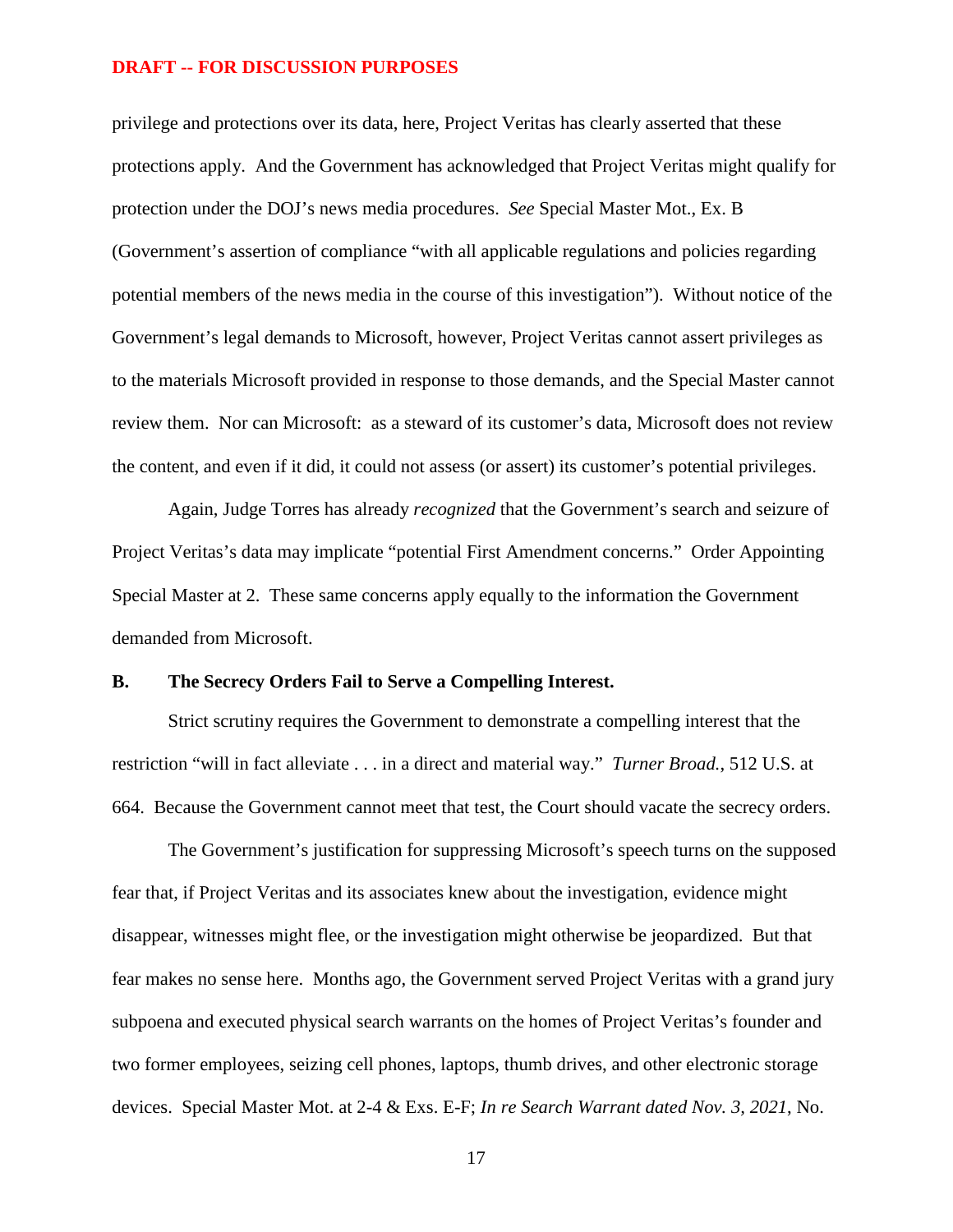privilege and protections over its data, here, Project Veritas has clearly asserted that these protections apply. And the Government has acknowledged that Project Veritas might qualify for protection under the DOJ's news media procedures. *See* Special Master Mot., Ex. B (Government's assertion of compliance "with all applicable regulations and policies regarding potential members of the news media in the course of this investigation"). Without notice of the Government's legal demands to Microsoft, however, Project Veritas cannot assert privileges as to the materials Microsoft provided in response to those demands, and the Special Master cannot review them. Nor can Microsoft: as a steward of its customer's data, Microsoft does not review the content, and even if it did, it could not assess (or assert) its customer's potential privileges.

Again, Judge Torres has already *recognized* that the Government's search and seizure of Project Veritas's data may implicate "potential First Amendment concerns." Order Appointing Special Master at 2. These same concerns apply equally to the information the Government demanded from Microsoft.

### B. The Secrecy Orders Fail to Serve a Compelling Interest.

Strict scrutiny requires the Government to demonstrate a compelling interest that the restriction "will in fact alleviate . . . in a direct and material way." *Turner Broad.*, 512 U.S. at 664. Because the Government cannot meet that test, the Court should vacate the secrecy orders.

The Government's justification for suppressing Microsoft's speech turns on the supposed fear that, if Project Veritas and its associates knew about the investigation, evidence might disappear, witnesses might flee, or the investigation might otherwise be jeopardized. But that fear makes no sense here. Months ago, the Government served Project Veritas with a grand jury subpoena and executed physical search warrants on the homes of Project Veritas's founder and two former employees, seizing cell phones, laptops, thumb drives, and other electronic storage devices. Special Master Mot. at 2-4 & Exs. E-F; *In re Search Warrant dated Nov. 3, 2021*, No.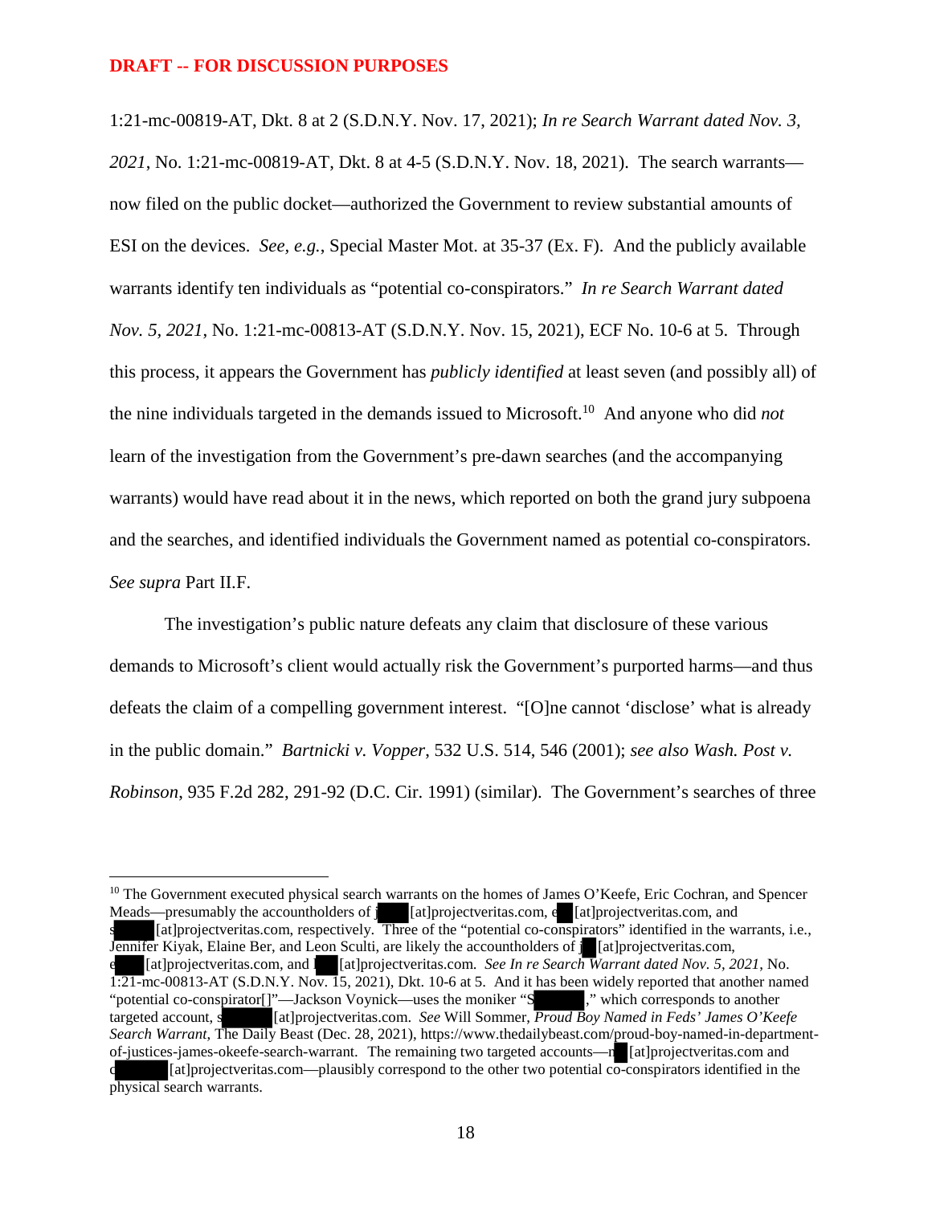**DRAFT -- FOR DISCUSSION PURPOSES**

1:21-mc-00819-AT, Dkt. 8 at 2 (S.D.N.Y. Nov. 17, 2021); *In re Search Warrant dated Nov. 3, 2021*, No. 1:21-mc-00819-AT, Dkt. 8 at 4-5 (S.D.N.Y. Nov. 18, 2021). The search warrants—now filed on the public docket—authorized the Government to review substantial amounts of ESI on the devices. *See, e.g.*, Special Master Mot. at 35-37 (Ex. F). And the publicly available warrants identify ten individuals as "potential co-conspirators." *In re Search Warrant dated Nov. 5, 2021*, No. 1:21-mc-00813-AT (S.D.N.Y. Nov. 15, 2021), ECF No. 10-6 at 5. Through this process, it appears the Government has *publicly identified* at least seven (and possibly all) of the nine individuals targeted in the demands issued to Microsoft.[10] And anyone who did *not* learn of the investigation from the Government's pre-dawn searches (and the accompanying warrants) would have read about it in the news, which reported on both the grand jury subpoena and the searches, and identified individuals the Government named as potential co-conspirators. *See supra* Part II.F.

The investigation's public nature defeats any claim that disclosure of these various demands to Microsoft's client would actually risk the Government's purported harms—and thus defeats the claim of a compelling government interest. "[O]ne cannot 'disclose' what is already in the public domain." *Bartnicki v. Vopper*, 532 U.S. 514, 546 (2001); *see also Wash. Post v. Robinson*, 935 F.2d 282, 291-92 (D.C. Cir. 1991) (similar). The Government's searches of three

---

[10] The Government executed physical search warrants on the homes of James O'Keefe, Eric Cochran, and Spencer Meads—presumably the accountholders of j█████[at]projectveritas.com, e██[at]projectveritas.com, and s█████[at]projectveritas.com, respectively. Three of the "potential co-conspirators" identified in the warrants, i.e., Jennifer Kiyak, Elaine Ber, and Leon Sculti, are likely the accountholders of j██[at]projectveritas.com, e████[at]projectveritas.com, and l███[at]projectveritas.com. *See In re Search Warrant dated Nov. 5, 2021*, No. 1:21-mc-00813-AT (S.D.N.Y. Nov. 15, 2021), Dkt. 10-6 at 5. And it has been widely reported that another named "potential co-conspirator[]"—Jackson Voynick—uses the moniker "S███████," which corresponds to another targeted account, s███████[at]projectveritas.com. *See* Will Sommer, *Proud Boy Named in Feds' James O'Keefe Search Warrant*, The Daily Beast (Dec. 28, 2021), https://www.thedailybeast.com/proud-boy-named-in-department-of-justices-james-okeefe-search-warrant. The remaining two targeted accounts—n██[at]projectveritas.com and c███████[at]projectveritas.com—plausibly correspond to the other two potential co-conspirators identified in the physical search warrants.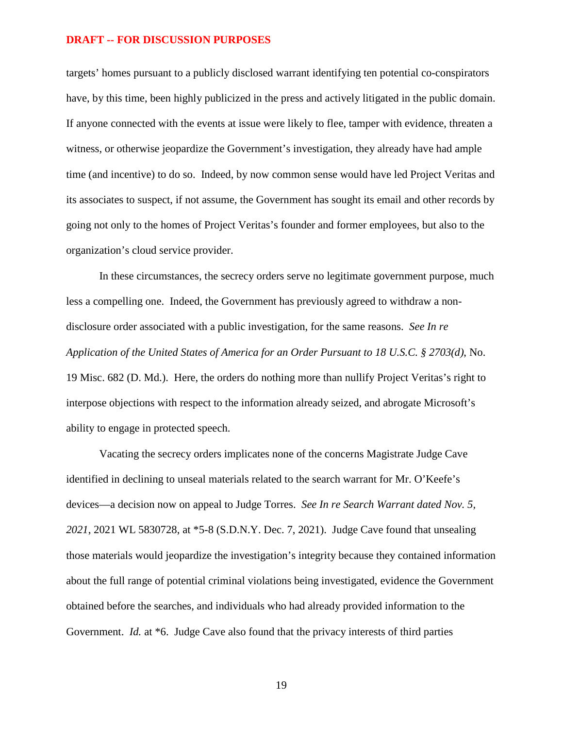**DRAFT -- FOR DISCUSSION PURPOSES**

targets' homes pursuant to a publicly disclosed warrant identifying ten potential co-conspirators have, by this time, been highly publicized in the press and actively litigated in the public domain. If anyone connected with the events at issue were likely to flee, tamper with evidence, threaten a witness, or otherwise jeopardize the Government's investigation, they already have had ample time (and incentive) to do so. Indeed, by now common sense would have led Project Veritas and its associates to suspect, if not assume, the Government has sought its email and other records by going not only to the homes of Project Veritas's founder and former employees, but also to the organization's cloud service provider.

In these circumstances, the secrecy orders serve no legitimate government purpose, much less a compelling one. Indeed, the Government has previously agreed to withdraw a non-disclosure order associated with a public investigation, for the same reasons. *See In re Application of the United States of America for an Order Pursuant to 18 U.S.C. § 2703(d)*, No. 19 Misc. 682 (D. Md.). Here, the orders do nothing more than nullify Project Veritas's right to interpose objections with respect to the information already seized, and abrogate Microsoft's ability to engage in protected speech.

Vacating the secrecy orders implicates none of the concerns Magistrate Judge Cave identified in declining to unseal materials related to the search warrant for Mr. O'Keefe's devices—a decision now on appeal to Judge Torres. *See In re Search Warrant dated Nov. 5, 2021*, 2021 WL 5830728, at *5-8 (S.D.N.Y. Dec. 7, 2021). Judge Cave found that unsealing those materials would jeopardize the investigation's integrity because they contained information about the full range of potential criminal violations being investigated, evidence the Government obtained before the searches, and individuals who had already provided information to the Government. *Id.* at *6. Judge Cave also found that the privacy interests of third parties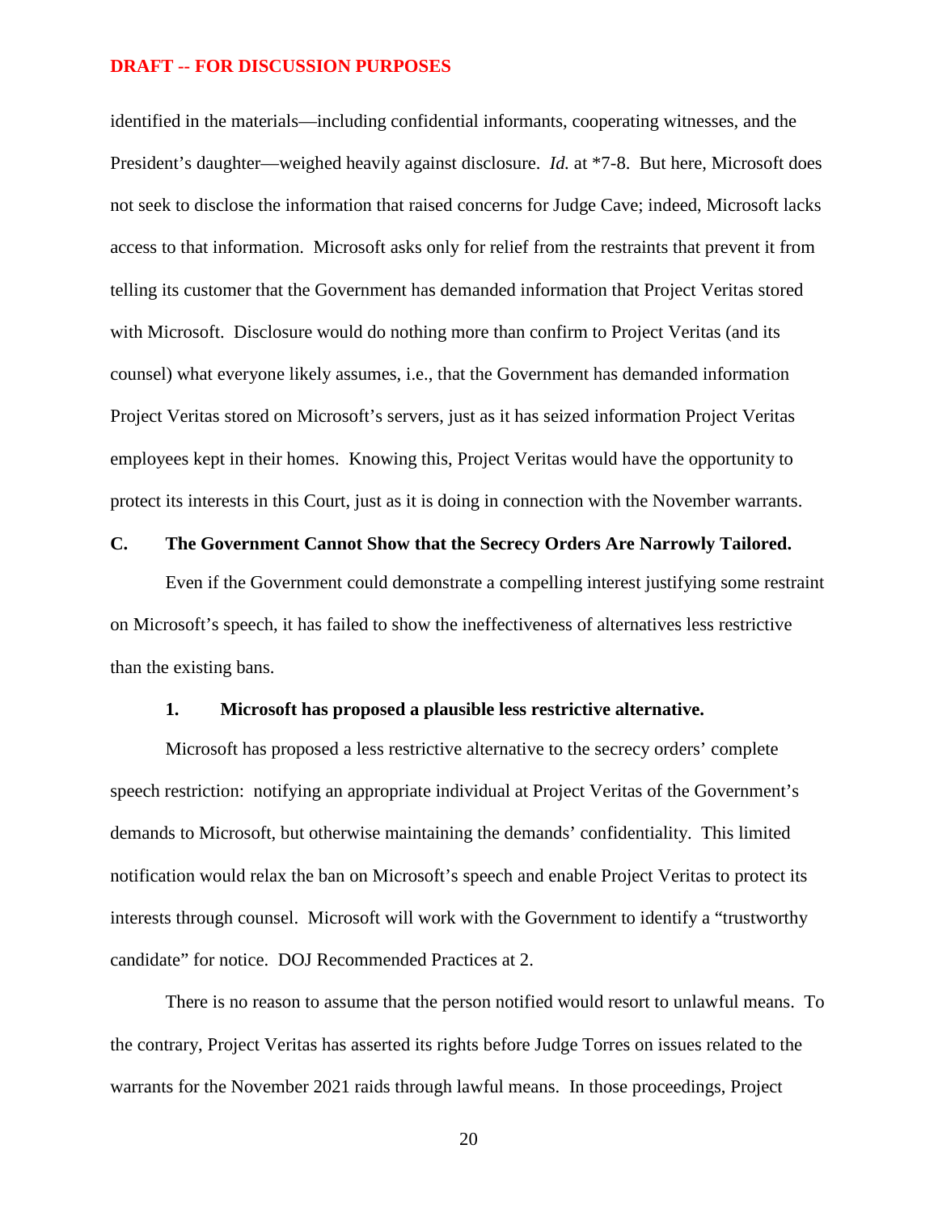**DRAFT -- FOR DISCUSSION PURPOSES**

identified in the materials—including confidential informants, cooperating witnesses, and the President's daughter—weighed heavily against disclosure. *Id.* at *7-8. But here, Microsoft does not seek to disclose the information that raised concerns for Judge Cave; indeed, Microsoft lacks access to that information. Microsoft asks only for relief from the restraints that prevent it from telling its customer that the Government has demanded information that Project Veritas stored with Microsoft. Disclosure would do nothing more than confirm to Project Veritas (and its counsel) what everyone likely assumes, i.e., that the Government has demanded information Project Veritas stored on Microsoft's servers, just as it has seized information Project Veritas employees kept in their homes. Knowing this, Project Veritas would have the opportunity to protect its interests in this Court, just as it is doing in connection with the November warrants.

### C. The Government Cannot Show that the Secrecy Orders Are Narrowly Tailored.

Even if the Government could demonstrate a compelling interest justifying some restraint on Microsoft's speech, it has failed to show the ineffectiveness of alternatives less restrictive than the existing bans.

#### 1. Microsoft has proposed a plausible less restrictive alternative.

Microsoft has proposed a less restrictive alternative to the secrecy orders' complete speech restriction: notifying an appropriate individual at Project Veritas of the Government's demands to Microsoft, but otherwise maintaining the demands' confidentiality. This limited notification would relax the ban on Microsoft's speech and enable Project Veritas to protect its interests through counsel. Microsoft will work with the Government to identify a "trustworthy candidate" for notice. DOJ Recommended Practices at 2.

There is no reason to assume that the person notified would resort to unlawful means. To the contrary, Project Veritas has asserted its rights before Judge Torres on issues related to the warrants for the November 2021 raids through lawful means. In those proceedings, Project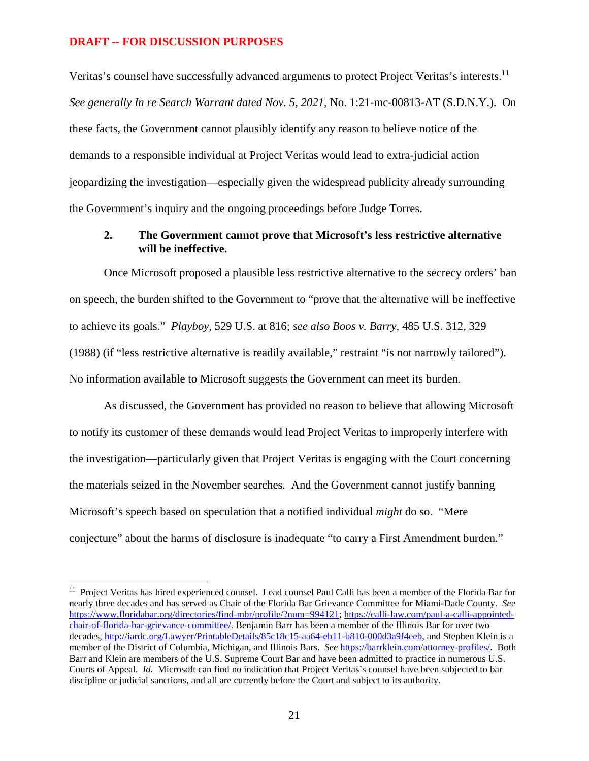DRAFT -- FOR DISCUSSION PURPOSES

Veritas's counsel have successfully advanced arguments to protect Project Veritas's interests.[11] *See generally In re Search Warrant dated Nov. 5, 2021*, No. 1:21-mc-00813-AT (S.D.N.Y.). On these facts, the Government cannot plausibly identify any reason to believe notice of the demands to a responsible individual at Project Veritas would lead to extra-judicial action jeopardizing the investigation—especially given the widespread publicity already surrounding the Government's inquiry and the ongoing proceedings before Judge Torres.

### 2. The Government cannot prove that Microsoft's less restrictive alternative will be ineffective.

Once Microsoft proposed a plausible less restrictive alternative to the secrecy orders' ban on speech, the burden shifted to the Government to "prove that the alternative will be ineffective to achieve its goals." *Playboy*, 529 U.S. at 816; *see also Boos v. Barry*, 485 U.S. 312, 329 (1988) (if "less restrictive alternative is readily available," restraint "is not narrowly tailored"). No information available to Microsoft suggests the Government can meet its burden.

As discussed, the Government has provided no reason to believe that allowing Microsoft to notify its customer of these demands would lead Project Veritas to improperly interfere with the investigation—particularly given that Project Veritas is engaging with the Court concerning the materials seized in the November searches. And the Government cannot justify banning Microsoft's speech based on speculation that a notified individual *might* do so. "Mere conjecture" about the harms of disclosure is inadequate "to carry a First Amendment burden."

---

[11] Project Veritas has hired experienced counsel. Lead counsel Paul Calli has been a member of the Florida Bar for nearly three decades and has served as Chair of the Florida Bar Grievance Committee for Miami-Dade County. *See* https://www.floridabar.org/directories/find-mbr/profile/?num=994121; https://calli-law.com/paul-a-calli-appointed-chair-of-florida-bar-grievance-committee/. Benjamin Barr has been a member of the Illinois Bar for over two decades, http://iardc.org/Lawyer/PrintableDetails/85c18c15-aa64-eb11-b810-000d3a9f4eeb, and Stephen Klein is a member of the District of Columbia, Michigan, and Illinois Bars. *See* https://barrklein.com/attorney-profiles/. Both Barr and Klein are members of the U.S. Supreme Court Bar and have been admitted to practice in numerous U.S. Courts of Appeal. *Id.* Microsoft can find no indication that Project Veritas's counsel have been subjected to bar discipline or judicial sanctions, and all are currently before the Court and subject to its authority.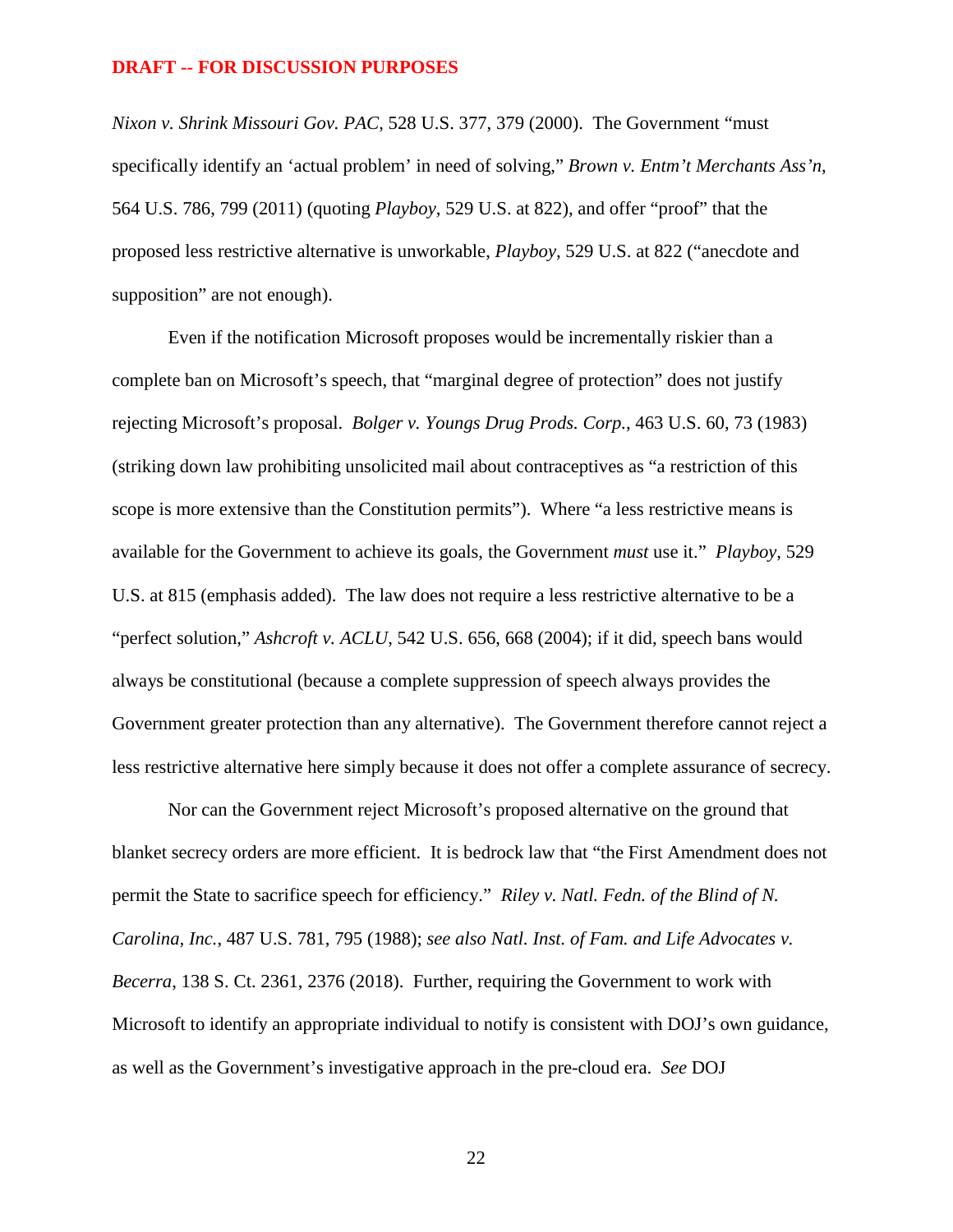**DRAFT -- FOR DISCUSSION PURPOSES**

*Nixon v. Shrink Missouri Gov. PAC*, 528 U.S. 377, 379 (2000). The Government "must specifically identify an 'actual problem' in need of solving," *Brown v. Entm't Merchants Ass'n*, 564 U.S. 786, 799 (2011) (quoting *Playboy*, 529 U.S. at 822), and offer "proof" that the proposed less restrictive alternative is unworkable, *Playboy*, 529 U.S. at 822 ("anecdote and supposition" are not enough).

Even if the notification Microsoft proposes would be incrementally riskier than a complete ban on Microsoft's speech, that "marginal degree of protection" does not justify rejecting Microsoft's proposal. *Bolger v. Youngs Drug Prods. Corp.*, 463 U.S. 60, 73 (1983) (striking down law prohibiting unsolicited mail about contraceptives as "a restriction of this scope is more extensive than the Constitution permits"). Where "a less restrictive means is available for the Government to achieve its goals, the Government *must* use it." *Playboy*, 529 U.S. at 815 (emphasis added). The law does not require a less restrictive alternative to be a "perfect solution," *Ashcroft v. ACLU*, 542 U.S. 656, 668 (2004); if it did, speech bans would always be constitutional (because a complete suppression of speech always provides the Government greater protection than any alternative). The Government therefore cannot reject a less restrictive alternative here simply because it does not offer a complete assurance of secrecy.

Nor can the Government reject Microsoft's proposed alternative on the ground that blanket secrecy orders are more efficient. It is bedrock law that "the First Amendment does not permit the State to sacrifice speech for efficiency." *Riley v. Natl. Fedn. of the Blind of N. Carolina, Inc.*, 487 U.S. 781, 795 (1988); *see also Natl. Inst. of Fam. and Life Advocates v. Becerra*, 138 S. Ct. 2361, 2376 (2018). Further, requiring the Government to work with Microsoft to identify an appropriate individual to notify is consistent with DOJ's own guidance, as well as the Government's investigative approach in the pre-cloud era. *See* DOJ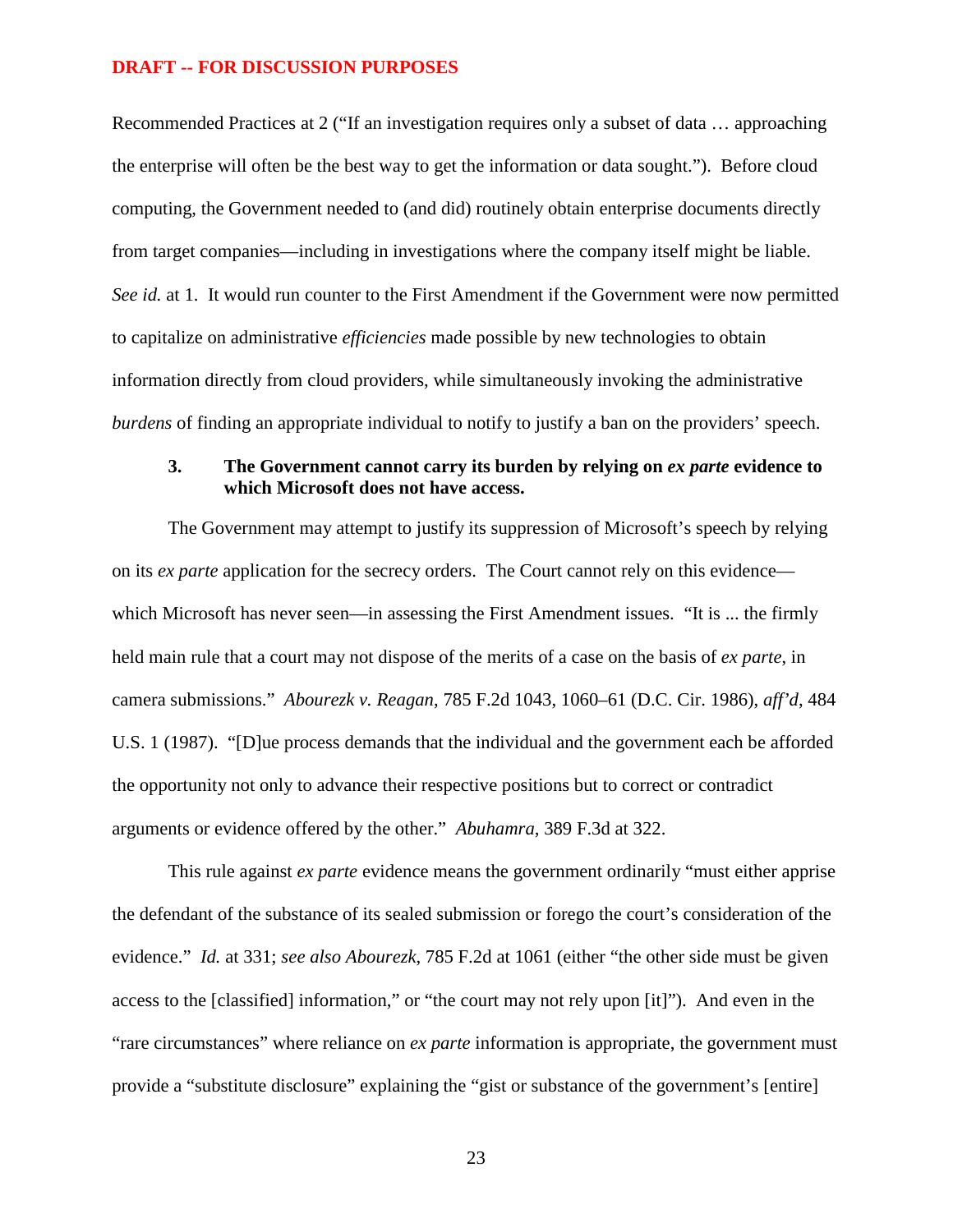DRAFT -- FOR DISCUSSION PURPOSES

Recommended Practices at 2 ("If an investigation requires only a subset of data … approaching the enterprise will often be the best way to get the information or data sought."). Before cloud computing, the Government needed to (and did) routinely obtain enterprise documents directly from target companies—including in investigations where the company itself might be liable. *See id.* at 1. It would run counter to the First Amendment if the Government were now permitted to capitalize on administrative *efficiencies* made possible by new technologies to obtain information directly from cloud providers, while simultaneously invoking the administrative *burdens* of finding an appropriate individual to notify to justify a ban on the providers' speech.

### 3. The Government cannot carry its burden by relying on *ex parte* evidence to which Microsoft does not have access.

The Government may attempt to justify its suppression of Microsoft's speech by relying on its *ex parte* application for the secrecy orders. The Court cannot rely on this evidence—which Microsoft has never seen—in assessing the First Amendment issues. "It is ... the firmly held main rule that a court may not dispose of the merits of a case on the basis of *ex parte*, in camera submissions." *Abourezk v. Reagan*, 785 F.2d 1043, 1060–61 (D.C. Cir. 1986), *aff'd*, 484 U.S. 1 (1987). "[D]ue process demands that the individual and the government each be afforded the opportunity not only to advance their respective positions but to correct or contradict arguments or evidence offered by the other." *Abuhamra*, 389 F.3d at 322.

This rule against *ex parte* evidence means the government ordinarily "must either apprise the defendant of the substance of its sealed submission or forego the court's consideration of the evidence." *Id.* at 331; *see also Abourezk*, 785 F.2d at 1061 (either "the other side must be given access to the [classified] information," or "the court may not rely upon [it]"). And even in the "rare circumstances" where reliance on *ex parte* information is appropriate, the government must provide a "substitute disclosure" explaining the "gist or substance of the government's [entire]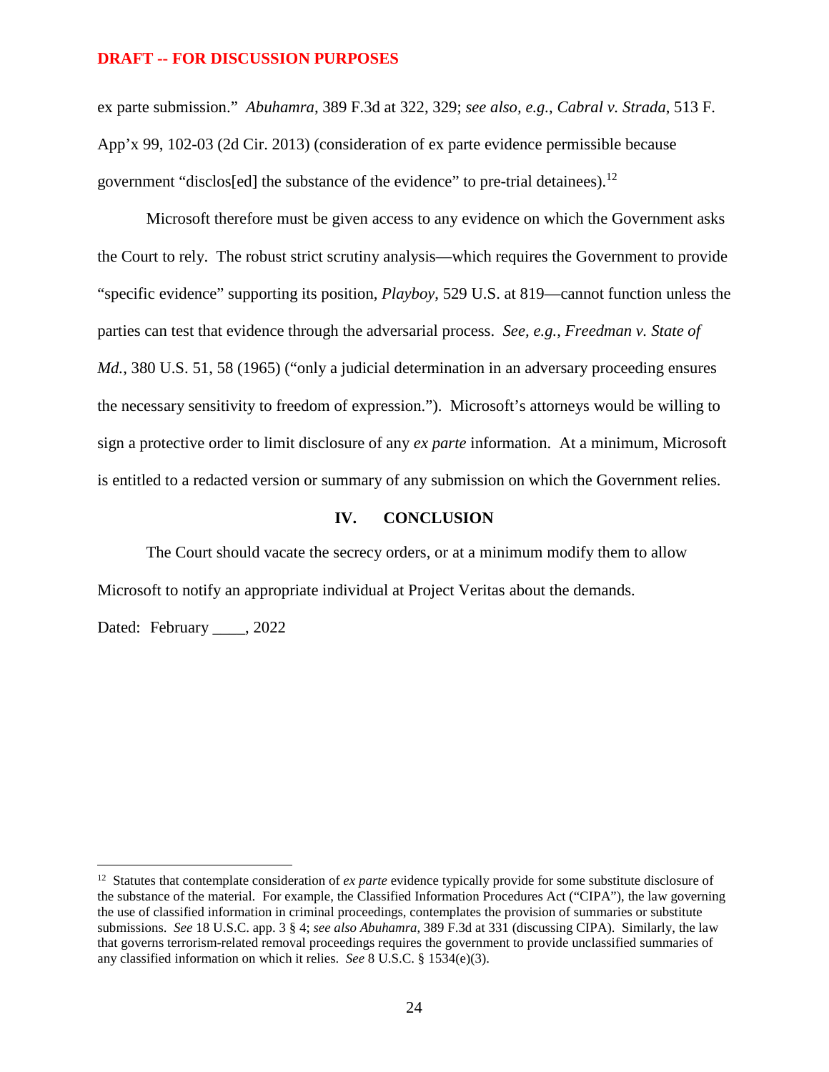**DRAFT -- FOR DISCUSSION PURPOSES**

ex parte submission." *Abuhamra*, 389 F.3d at 322, 329; *see also, e.g.*, *Cabral v. Strada*, 513 F. App'x 99, 102-03 (2d Cir. 2013) (consideration of ex parte evidence permissible because government "disclos[ed] the substance of the evidence" to pre-trial detainees).[12]

Microsoft therefore must be given access to any evidence on which the Government asks the Court to rely. The robust strict scrutiny analysis—which requires the Government to provide "specific evidence" supporting its position, *Playboy*, 529 U.S. at 819—cannot function unless the parties can test that evidence through the adversarial process. *See, e.g.*, *Freedman v. State of Md.*, 380 U.S. 51, 58 (1965) ("only a judicial determination in an adversary proceeding ensures the necessary sensitivity to freedom of expression."). Microsoft's attorneys would be willing to sign a protective order to limit disclosure of any *ex parte* information. At a minimum, Microsoft is entitled to a redacted version or summary of any submission on which the Government relies.

## IV. CONCLUSION

The Court should vacate the secrecy orders, or at a minimum modify them to allow Microsoft to notify an appropriate individual at Project Veritas about the demands.

Dated: February ____, 2022

---

[12] Statutes that contemplate consideration of *ex parte* evidence typically provide for some substitute disclosure of the substance of the material. For example, the Classified Information Procedures Act ("CIPA"), the law governing the use of classified information in criminal proceedings, contemplates the provision of summaries or substitute submissions. *See* 18 U.S.C. app. 3 § 4; *see also Abuhamra*, 389 F.3d at 331 (discussing CIPA). Similarly, the law that governs terrorism-related removal proceedings requires the government to provide unclassified summaries of any classified information on which it relies. *See* 8 U.S.C. § 1534(e)(3).